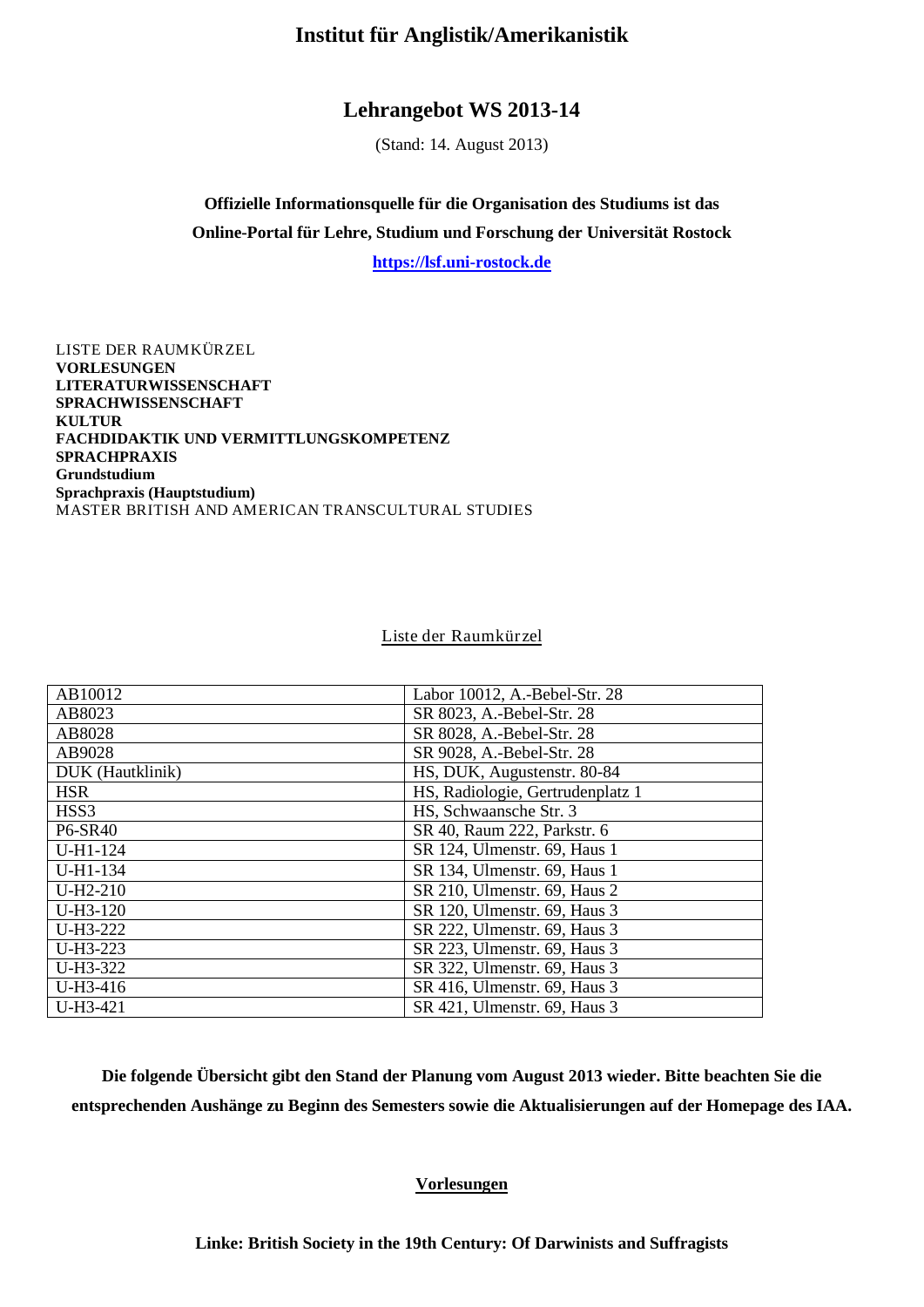# Institut für Anglistik/Amerikanistik

## Lehrangebot WS 2013-14

(Stand: 14. August 2013)

**Offizielle Informationsquelle für die Organisation des Studiums ist das**
**Online-Portal für Lehre, Studium und Forschung der Universität Rostock**
**https://lsf.uni-rostock.de**

LISTE DER RAUMKÜRZEL
**VORLESUNGEN**
**LITERATURWISSENSCHAFT**
**SPRACHWISSENSCHAFT**
**KULTUR**
**FACHDIDAKTIK UND VERMITTLUNGSKOMPETENZ**
**SPRACHPRAXIS**
**Grundstudium**
**Sprachpraxis (Hauptstudium)**
MASTER BRITISH AND AMERICAN TRANSCULTURAL STUDIES

## Liste der Raumkürzel

| | |
|---|---|
| AB10012 | Labor 10012, A.-Bebel-Str. 28 |
| AB8023 | SR 8023, A.-Bebel-Str. 28 |
| AB8028 | SR 8028, A.-Bebel-Str. 28 |
| AB9028 | SR 9028, A.-Bebel-Str. 28 |
| DUK (Hautklinik) | HS, DUK, Augustenstr. 80-84 |
| HSR | HS, Radiologie, Gertrudenplatz 1 |
| HSS3 | HS, Schwaansche Str. 3 |
| P6-SR40 | SR 40, Raum 222, Parkstr. 6 |
| U-H1-124 | SR 124, Ulmenstr. 69, Haus 1 |
| U-H1-134 | SR 134, Ulmenstr. 69, Haus 1 |
| U-H2-210 | SR 210, Ulmenstr. 69, Haus 2 |
| U-H3-120 | SR 120, Ulmenstr. 69, Haus 3 |
| U-H3-222 | SR 222, Ulmenstr. 69, Haus 3 |
| U-H3-223 | SR 223, Ulmenstr. 69, Haus 3 |
| U-H3-322 | SR 322, Ulmenstr. 69, Haus 3 |
| U-H3-416 | SR 416, Ulmenstr. 69, Haus 3 |
| U-H3-421 | SR 421, Ulmenstr. 69, Haus 3 |

**Die folgende Übersicht gibt den Stand der Planung vom August 2013 wieder. Bitte beachten Sie die entsprechenden Aushänge zu Beginn des Semesters sowie die Aktualisierungen auf der Homepage des IAA.**

## Vorlesungen

**Linke: British Society in the 19th Century: Of Darwinists and Suffragists**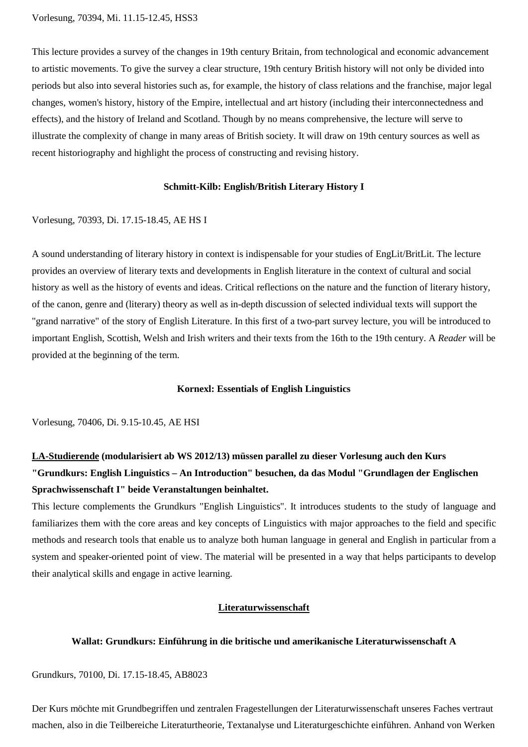Vorlesung, 70394, Mi. 11.15-12.45, HSS3

This lecture provides a survey of the changes in 19th century Britain, from technological and economic advancement to artistic movements. To give the survey a clear structure, 19th century British history will not only be divided into periods but also into several histories such as, for example, the history of class relations and the franchise, major legal changes, women's history, history of the Empire, intellectual and art history (including their interconnectedness and effects), and the history of Ireland and Scotland. Though by no means comprehensive, the lecture will serve to illustrate the complexity of change in many areas of British society. It will draw on 19th century sources as well as recent historiography and highlight the process of constructing and revising history.

**Schmitt-Kilb: English/British Literary History I**

Vorlesung, 70393, Di. 17.15-18.45, AE HS I

A sound understanding of literary history in context is indispensable for your studies of EngLit/BritLit. The lecture provides an overview of literary texts and developments in English literature in the context of cultural and social history as well as the history of events and ideas. Critical reflections on the nature and the function of literary history, of the canon, genre and (literary) theory as well as in-depth discussion of selected individual texts will support the "grand narrative" of the story of English Literature. In this first of a two-part survey lecture, you will be introduced to important English, Scottish, Welsh and Irish writers and their texts from the 16th to the 19th century. A *Reader* will be provided at the beginning of the term.

**Kornexl: Essentials of English Linguistics**

Vorlesung, 70406, Di. 9.15-10.45, AE HSI

**LA-Studierende (modularisiert ab WS 2012/13) müssen parallel zu dieser Vorlesung auch den Kurs "Grundkurs: English Linguistics – An Introduction" besuchen, da das Modul "Grundlagen der Englischen Sprachwissenschaft I" beide Veranstaltungen beinhaltet.**

This lecture complements the Grundkurs "English Linguistics". It introduces students to the study of language and familiarizes them with the core areas and key concepts of Linguistics with major approaches to the field and specific methods and research tools that enable us to analyze both human language in general and English in particular from a system and speaker-oriented point of view. The material will be presented in a way that helps participants to develop their analytical skills and engage in active learning.

## Literaturwissenschaft

**Wallat: Grundkurs: Einführung in die britische und amerikanische Literaturwissenschaft A**

Grundkurs, 70100, Di. 17.15-18.45, AB8023

Der Kurs möchte mit Grundbegriffen und zentralen Fragestellungen der Literaturwissenschaft unseres Faches vertraut machen, also in die Teilbereiche Literaturtheorie, Textanalyse und Literaturgeschichte einführen. Anhand von Werken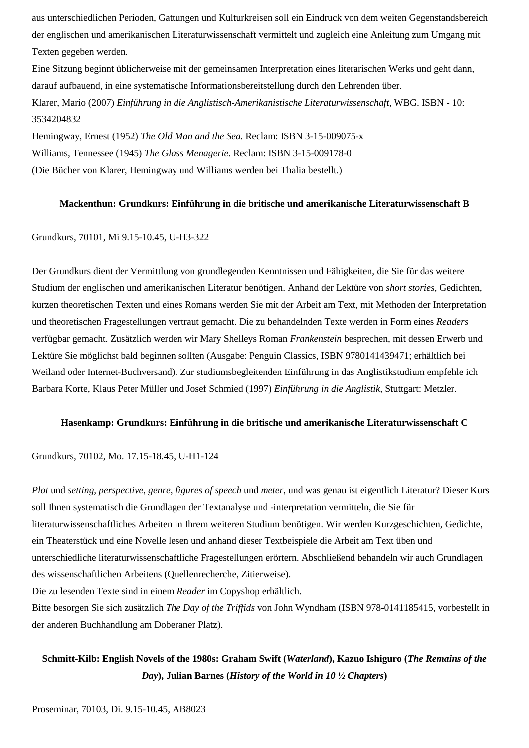aus unterschiedlichen Perioden, Gattungen und Kulturkreisen soll ein Eindruck von dem weiten Gegenstandsbereich der englischen und amerikanischen Literaturwissenschaft vermittelt und zugleich eine Anleitung zum Umgang mit Texten gegeben werden.

Eine Sitzung beginnt üblicherweise mit der gemeinsamen Interpretation eines literarischen Werks und geht dann, darauf aufbauend, in eine systematische Informationsbereitstellung durch den Lehrenden über.

Klarer, Mario (2007) *Einführung in die Anglistisch-Amerikanistische Literaturwissenschaft*, WBG. ISBN - 10: 3534204832

Hemingway, Ernest (1952) *The Old Man and the Sea.* Reclam: ISBN 3-15-009075-x

Williams, Tennessee (1945) *The Glass Menagerie.* Reclam: ISBN 3-15-009178-0

(Die Bücher von Klarer, Hemingway und Williams werden bei Thalia bestellt.)

### Mackenthun: Grundkurs: Einführung in die britische und amerikanische Literaturwissenschaft B

Grundkurs, 70101, Mi 9.15-10.45, U-H3-322

Der Grundkurs dient der Vermittlung von grundlegenden Kenntnissen und Fähigkeiten, die Sie für das weitere Studium der englischen und amerikanischen Literatur benötigen. Anhand der Lektüre von *short stories*, Gedichten, kurzen theoretischen Texten und eines Romans werden Sie mit der Arbeit am Text, mit Methoden der Interpretation und theoretischen Fragestellungen vertraut gemacht. Die zu behandelnden Texte werden in Form eines *Readers* verfügbar gemacht. Zusätzlich werden wir Mary Shelleys Roman *Frankenstein* besprechen, mit dessen Erwerb und Lektüre Sie möglichst bald beginnen sollten (Ausgabe: Penguin Classics, ISBN 9780141439471; erhältlich bei Weiland oder Internet-Buchversand). Zur studiumsbegleitenden Einführung in das Anglistikstudium empfehle ich Barbara Korte, Klaus Peter Müller und Josef Schmied (1997) *Einführung in die Anglistik*, Stuttgart: Metzler.

### Hasenkamp: Grundkurs: Einführung in die britische und amerikanische Literaturwissenschaft C

Grundkurs, 70102, Mo. 17.15-18.45, U-H1-124

*Plot* und *setting*, *perspective*, *genre*, *figures of speech* und *meter*, und was genau ist eigentlich Literatur? Dieser Kurs soll Ihnen systematisch die Grundlagen der Textanalyse und -interpretation vermitteln, die Sie für literaturwissenschaftliches Arbeiten in Ihrem weiteren Studium benötigen. Wir werden Kurzgeschichten, Gedichte, ein Theaterstück und eine Novelle lesen und anhand dieser Textbeispiele die Arbeit am Text üben und unterschiedliche literaturwissenschaftliche Fragestellungen erörtern. Abschließend behandeln wir auch Grundlagen des wissenschaftlichen Arbeitens (Quellenrecherche, Zitierweise).

Die zu lesenden Texte sind in einem *Reader* im Copyshop erhältlich.

Bitte besorgen Sie sich zusätzlich *The Day of the Triffids* von John Wyndham (ISBN 978-0141185415, vorbestellt in der anderen Buchhandlung am Doberaner Platz).

### Schmitt-Kilb: English Novels of the 1980s: Graham Swift (*Waterland*), Kazuo Ishiguro (*The Remains of the Day*), Julian Barnes (*History of the World in 10 ½ Chapters*)

Proseminar, 70103, Di. 9.15-10.45, AB8023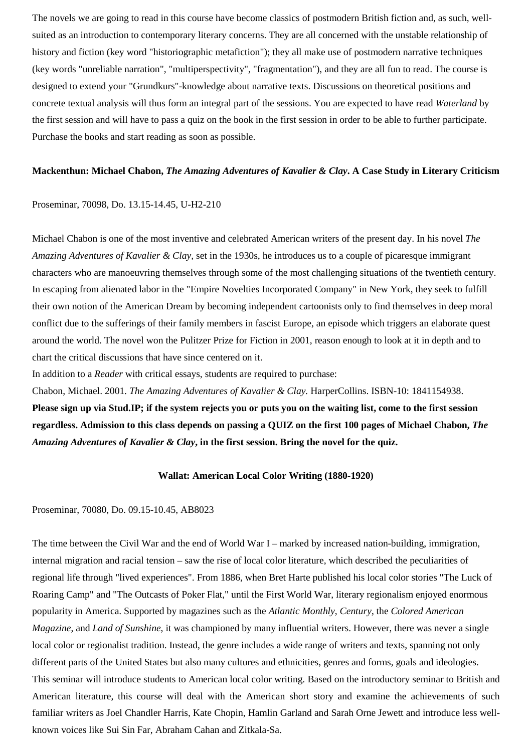The novels we are going to read in this course have become classics of postmodern British fiction and, as such, well-suited as an introduction to contemporary literary concerns. They are all concerned with the unstable relationship of history and fiction (key word "historiographic metafiction"); they all make use of postmodern narrative techniques (key words "unreliable narration", "multiperspectivity", "fragmentation"), and they are all fun to read. The course is designed to extend your "Grundkurs"-knowledge about narrative texts. Discussions on theoretical positions and concrete textual analysis will thus form an integral part of the sessions. You are expected to have read *Waterland* by the first session and will have to pass a quiz on the book in the first session in order to be able to further participate. Purchase the books and start reading as soon as possible.

**Mackenthun: Michael Chabon, *The Amazing Adventures of Kavalier & Clay*. A Case Study in Literary Criticism**

Proseminar, 70098, Do. 13.15-14.45, U-H2-210

Michael Chabon is one of the most inventive and celebrated American writers of the present day. In his novel *The Amazing Adventures of Kavalier & Clay*, set in the 1930s, he introduces us to a couple of picaresque immigrant characters who are manoeuvring themselves through some of the most challenging situations of the twentieth century. In escaping from alienated labor in the "Empire Novelties Incorporated Company" in New York, they seek to fulfill their own notion of the American Dream by becoming independent cartoonists only to find themselves in deep moral conflict due to the sufferings of their family members in fascist Europe, an episode which triggers an elaborate quest around the world. The novel won the Pulitzer Prize for Fiction in 2001, reason enough to look at it in depth and to chart the critical discussions that have since centered on it.
In addition to a *Reader* with critical essays, students are required to purchase:
Chabon, Michael. 2001. *The Amazing Adventures of Kavalier & Clay*. HarperCollins. ISBN-10: 1841154938.
**Please sign up via Stud.IP; if the system rejects you or puts you on the waiting list, come to the first session regardless. Admission to this class depends on passing a QUIZ on the first 100 pages of Michael Chabon, *The Amazing Adventures of Kavalier & Clay*, in the first session. Bring the novel for the quiz.**

**Wallat: American Local Color Writing (1880-1920)**

Proseminar, 70080, Do. 09.15-10.45, AB8023

The time between the Civil War and the end of World War I – marked by increased nation-building, immigration, internal migration and racial tension – saw the rise of local color literature, which described the peculiarities of regional life through "lived experiences". From 1886, when Bret Harte published his local color stories "The Luck of Roaring Camp" and "The Outcasts of Poker Flat," until the First World War, literary regionalism enjoyed enormous popularity in America. Supported by magazines such as the *Atlantic Monthly*, *Century*, the *Colored American Magazine*, and *Land of Sunshine*, it was championed by many influential writers. However, there was never a single local color or regionalist tradition. Instead, the genre includes a wide range of writers and texts, spanning not only different parts of the United States but also many cultures and ethnicities, genres and forms, goals and ideologies.
This seminar will introduce students to American local color writing. Based on the introductory seminar to British and American literature, this course will deal with the American short story and examine the achievements of such familiar writers as Joel Chandler Harris, Kate Chopin, Hamlin Garland and Sarah Orne Jewett and introduce less well-known voices like Sui Sin Far, Abraham Cahan and Zitkala-Sa.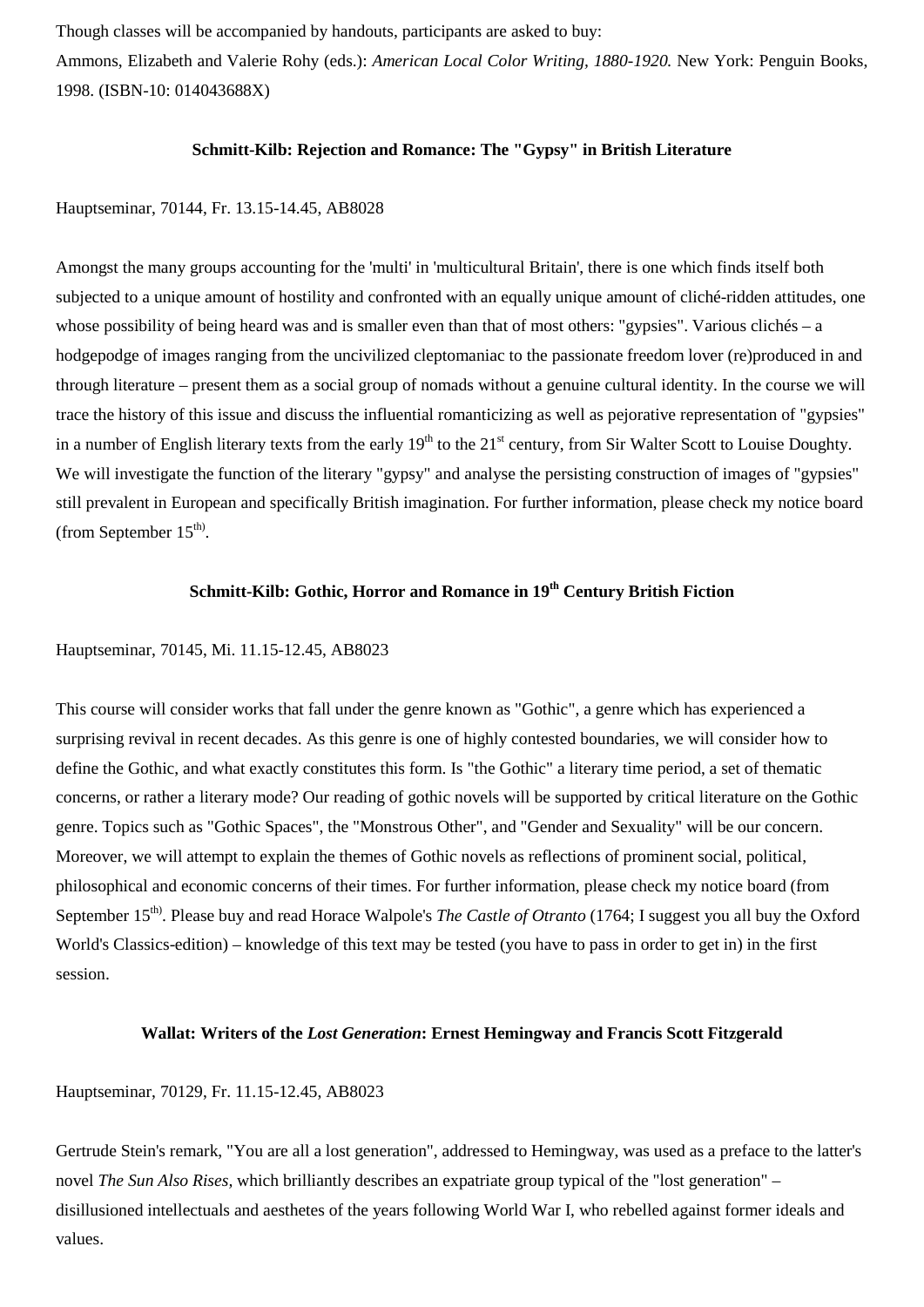Though classes will be accompanied by handouts, participants are asked to buy:

Ammons, Elizabeth and Valerie Rohy (eds.): *American Local Color Writing, 1880-1920.* New York: Penguin Books, 1998. (ISBN-10: 014043688X)

### Schmitt-Kilb: Rejection and Romance: The "Gypsy" in British Literature

Hauptseminar, 70144, Fr. 13.15-14.45, AB8028

Amongst the many groups accounting for the 'multi' in 'multicultural Britain', there is one which finds itself both subjected to a unique amount of hostility and confronted with an equally unique amount of cliché-ridden attitudes, one whose possibility of being heard was and is smaller even than that of most others: "gypsies". Various clichés – a hodgepodge of images ranging from the uncivilized cleptomaniac to the passionate freedom lover (re)produced in and through literature – present them as a social group of nomads without a genuine cultural identity. In the course we will trace the history of this issue and discuss the influential romanticizing as well as pejorative representation of "gypsies" in a number of English literary texts from the early 19th to the 21st century, from Sir Walter Scott to Louise Doughty. We will investigate the function of the literary "gypsy" and analyse the persisting construction of images of "gypsies" still prevalent in European and specifically British imagination. For further information, please check my notice board (from September 15th).

### Schmitt-Kilb: Gothic, Horror and Romance in 19th Century British Fiction

Hauptseminar, 70145, Mi. 11.15-12.45, AB8023

This course will consider works that fall under the genre known as "Gothic", a genre which has experienced a surprising revival in recent decades. As this genre is one of highly contested boundaries, we will consider how to define the Gothic, and what exactly constitutes this form. Is "the Gothic" a literary time period, a set of thematic concerns, or rather a literary mode? Our reading of gothic novels will be supported by critical literature on the Gothic genre. Topics such as "Gothic Spaces", the "Monstrous Other", and "Gender and Sexuality" will be our concern. Moreover, we will attempt to explain the themes of Gothic novels as reflections of prominent social, political, philosophical and economic concerns of their times. For further information, please check my notice board (from September 15th). Please buy and read Horace Walpole's *The Castle of Otranto* (1764; I suggest you all buy the Oxford World's Classics-edition) – knowledge of this text may be tested (you have to pass in order to get in) in the first session.

### Wallat: Writers of the *Lost Generation*: Ernest Hemingway and Francis Scott Fitzgerald

Hauptseminar, 70129, Fr. 11.15-12.45, AB8023

Gertrude Stein's remark, "You are all a lost generation", addressed to Hemingway, was used as a preface to the latter's novel *The Sun Also Rises*, which brilliantly describes an expatriate group typical of the "lost generation" – disillusioned intellectuals and aesthetes of the years following World War I, who rebelled against former ideals and values.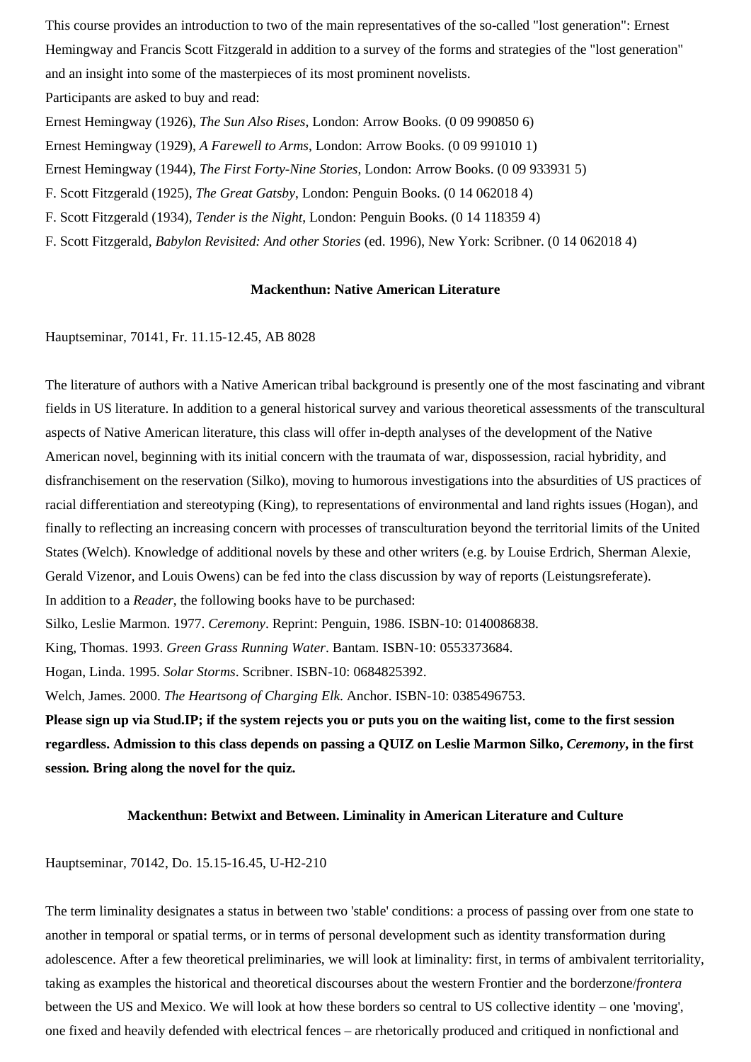This course provides an introduction to two of the main representatives of the so-called "lost generation": Ernest Hemingway and Francis Scott Fitzgerald in addition to a survey of the forms and strategies of the "lost generation" and an insight into some of the masterpieces of its most prominent novelists.

Participants are asked to buy and read:

Ernest Hemingway (1926), *The Sun Also Rises*, London: Arrow Books. (0 09 990850 6)

Ernest Hemingway (1929), *A Farewell to Arms*, London: Arrow Books. (0 09 991010 1)

Ernest Hemingway (1944), *The First Forty-Nine Stories*, London: Arrow Books. (0 09 933931 5)

F. Scott Fitzgerald (1925), *The Great Gatsby*, London: Penguin Books. (0 14 062018 4)

F. Scott Fitzgerald (1934), *Tender is the Night*, London: Penguin Books. (0 14 118359 4)

F. Scott Fitzgerald, *Babylon Revisited: And other Stories* (ed. 1996), New York: Scribner. (0 14 062018 4)

### Mackenthun: Native American Literature

Hauptseminar, 70141, Fr. 11.15-12.45, AB 8028

The literature of authors with a Native American tribal background is presently one of the most fascinating and vibrant fields in US literature. In addition to a general historical survey and various theoretical assessments of the transcultural aspects of Native American literature, this class will offer in-depth analyses of the development of the Native American novel, beginning with its initial concern with the traumata of war, dispossession, racial hybridity, and disfranchisement on the reservation (Silko), moving to humorous investigations into the absurdities of US practices of racial differentiation and stereotyping (King), to representations of environmental and land rights issues (Hogan), and finally to reflecting an increasing concern with processes of transculturation beyond the territorial limits of the United States (Welch). Knowledge of additional novels by these and other writers (e.g. by Louise Erdrich, Sherman Alexie, Gerald Vizenor, and Louis Owens) can be fed into the class discussion by way of reports (Leistungsreferate).

In addition to a *Reader*, the following books have to be purchased:

Silko, Leslie Marmon. 1977. *Ceremony*. Reprint: Penguin, 1986. ISBN-10: 0140086838.

King, Thomas. 1993. *Green Grass Running Water*. Bantam. ISBN-10: 0553373684.

Hogan, Linda. 1995. *Solar Storms*. Scribner. ISBN-10: 0684825392.

Welch, James. 2000. *The Heartsong of Charging Elk*. Anchor. ISBN-10: 0385496753.

**Please sign up via Stud.IP; if the system rejects you or puts you on the waiting list, come to the first session regardless. Admission to this class depends on passing a QUIZ on Leslie Marmon Silko, *Ceremony*, in the first session. Bring along the novel for the quiz.**

### Mackenthun: Betwixt and Between. Liminality in American Literature and Culture

Hauptseminar, 70142, Do. 15.15-16.45, U-H2-210

The term liminality designates a status in between two 'stable' conditions: a process of passing over from one state to another in temporal or spatial terms, or in terms of personal development such as identity transformation during adolescence. After a few theoretical preliminaries, we will look at liminality: first, in terms of ambivalent territoriality, taking as examples the historical and theoretical discourses about the western Frontier and the borderzone/*frontera* between the US and Mexico. We will look at how these borders so central to US collective identity – one 'moving', one fixed and heavily defended with electrical fences – are rhetorically produced and critiqued in nonfictional and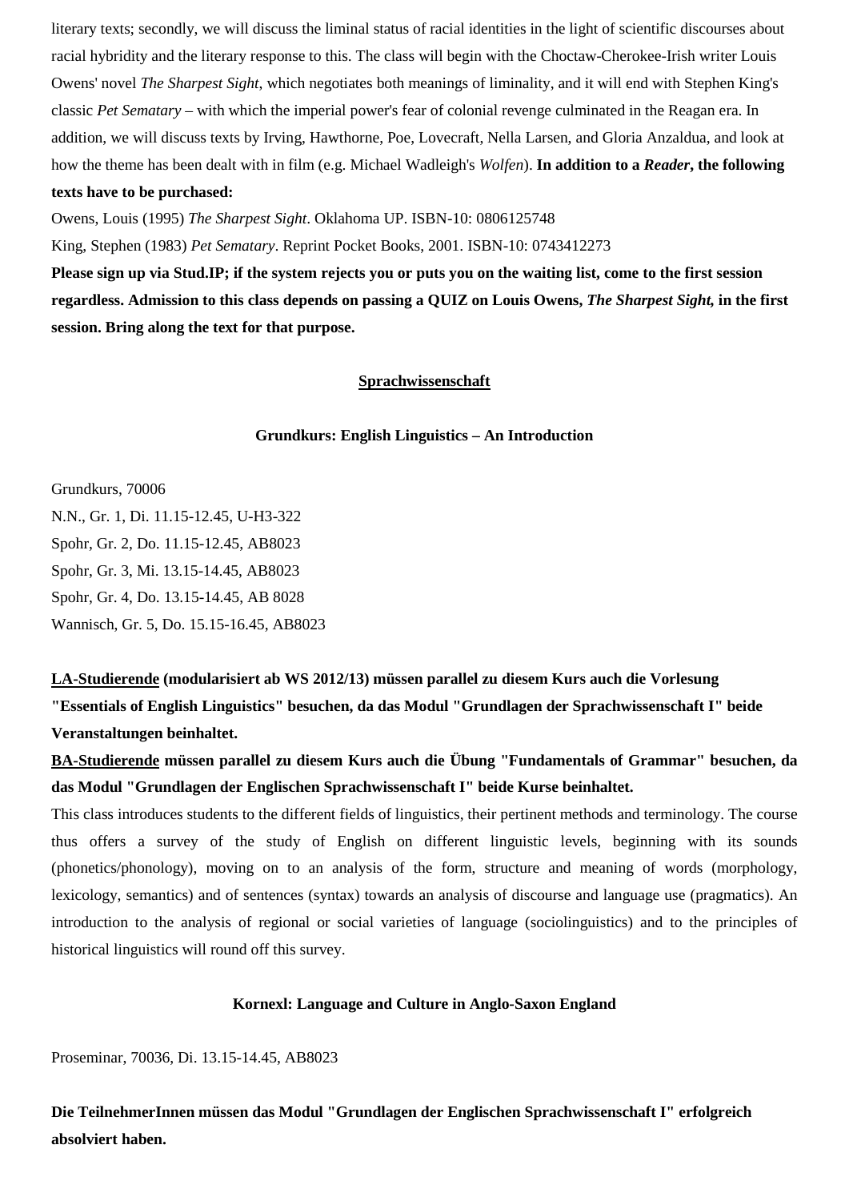literary texts; secondly, we will discuss the liminal status of racial identities in the light of scientific discourses about racial hybridity and the literary response to this. The class will begin with the Choctaw-Cherokee-Irish writer Louis Owens' novel *The Sharpest Sight*, which negotiates both meanings of liminality, and it will end with Stephen King's classic *Pet Sematary* – with which the imperial power's fear of colonial revenge culminated in the Reagan era. In addition, we will discuss texts by Irving, Hawthorne, Poe, Lovecraft, Nella Larsen, and Gloria Anzaldua, and look at how the theme has been dealt with in film (e.g. Michael Wadleigh's *Wolfen*). **In addition to a *Reader*, the following texts have to be purchased:**

Owens, Louis (1995) *The Sharpest Sight*. Oklahoma UP. ISBN-10: 0806125748

King, Stephen (1983) *Pet Sematary*. Reprint Pocket Books, 2001. ISBN-10: 0743412273

**Please sign up via Stud.IP; if the system rejects you or puts you on the waiting list, come to the first session regardless. Admission to this class depends on passing a QUIZ on Louis Owens, *The Sharpest Sight,* in the first session. Bring along the text for that purpose.**

## Sprachwissenschaft

### Grundkurs: English Linguistics – An Introduction

Grundkurs, 70006

N.N., Gr. 1, Di. 11.15-12.45, U-H3-322

Spohr, Gr. 2, Do. 11.15-12.45, AB8023

Spohr, Gr. 3, Mi. 13.15-14.45, AB8023

Spohr, Gr. 4, Do. 13.15-14.45, AB 8028

Wannisch, Gr. 5, Do. 15.15-16.45, AB8023

**LA-Studierende (modularisiert ab WS 2012/13) müssen parallel zu diesem Kurs auch die Vorlesung "Essentials of English Linguistics" besuchen, da das Modul "Grundlagen der Sprachwissenschaft I" beide Veranstaltungen beinhaltet.**

**BA-Studierende müssen parallel zu diesem Kurs auch die Übung "Fundamentals of Grammar" besuchen, da das Modul "Grundlagen der Englischen Sprachwissenschaft I" beide Kurse beinhaltet.**

This class introduces students to the different fields of linguistics, their pertinent methods and terminology. The course thus offers a survey of the study of English on different linguistic levels, beginning with its sounds (phonetics/phonology), moving on to an analysis of the form, structure and meaning of words (morphology, lexicology, semantics) and of sentences (syntax) towards an analysis of discourse and language use (pragmatics). An introduction to the analysis of regional or social varieties of language (sociolinguistics) and to the principles of historical linguistics will round off this survey.

### Kornexl: Language and Culture in Anglo-Saxon England

Proseminar, 70036, Di. 13.15-14.45, AB8023

**Die TeilnehmerInnen müssen das Modul "Grundlagen der Englischen Sprachwissenschaft I" erfolgreich absolviert haben.**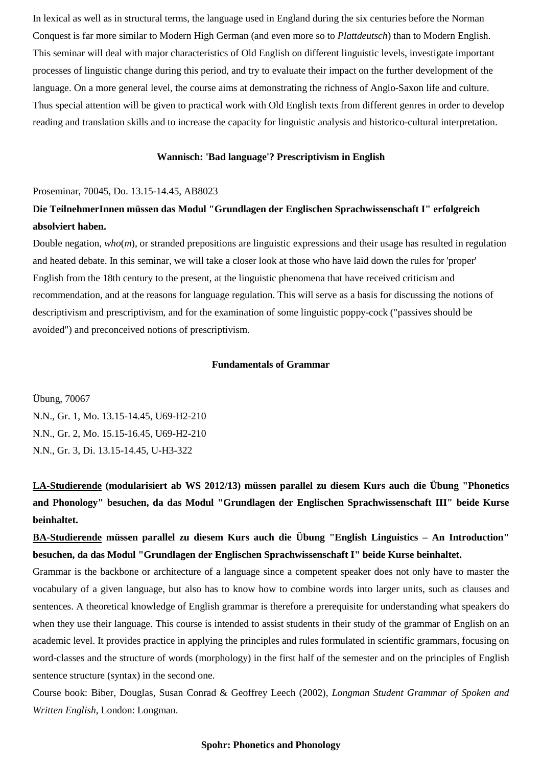In lexical as well as in structural terms, the language used in England during the six centuries before the Norman Conquest is far more similar to Modern High German (and even more so to *Plattdeutsch*) than to Modern English. This seminar will deal with major characteristics of Old English on different linguistic levels, investigate important processes of linguistic change during this period, and try to evaluate their impact on the further development of the language. On a more general level, the course aims at demonstrating the richness of Anglo-Saxon life and culture. Thus special attention will be given to practical work with Old English texts from different genres in order to develop reading and translation skills and to increase the capacity for linguistic analysis and historico-cultural interpretation.

### Wannisch: 'Bad language'? Prescriptivism in English

Proseminar, 70045, Do. 13.15-14.45, AB8023

**Die TeilnehmerInnen müssen das Modul "Grundlagen der Englischen Sprachwissenschaft I" erfolgreich absolviert haben.**

Double negation, *who*(*m*), or stranded prepositions are linguistic expressions and their usage has resulted in regulation and heated debate. In this seminar, we will take a closer look at those who have laid down the rules for 'proper' English from the 18th century to the present, at the linguistic phenomena that have received criticism and recommendation, and at the reasons for language regulation. This will serve as a basis for discussing the notions of descriptivism and prescriptivism, and for the examination of some linguistic poppy-cock ("passives should be avoided") and preconceived notions of prescriptivism.

### Fundamentals of Grammar

Übung, 70067

N.N., Gr. 1, Mo. 13.15-14.45, U69-H2-210

N.N., Gr. 2, Mo. 15.15-16.45, U69-H2-210

N.N., Gr. 3, Di. 13.15-14.45, U-H3-322

**LA-Studierende (modularisiert ab WS 2012/13) müssen parallel zu diesem Kurs auch die Übung "Phonetics and Phonology" besuchen, da das Modul "Grundlagen der Englischen Sprachwissenschaft III" beide Kurse beinhaltet.**

**BA-Studierende müssen parallel zu diesem Kurs auch die Übung "English Linguistics – An Introduction" besuchen, da das Modul "Grundlagen der Englischen Sprachwissenschaft I" beide Kurse beinhaltet.**

Grammar is the backbone or architecture of a language since a competent speaker does not only have to master the vocabulary of a given language, but also has to know how to combine words into larger units, such as clauses and sentences. A theoretical knowledge of English grammar is therefore a prerequisite for understanding what speakers do when they use their language. This course is intended to assist students in their study of the grammar of English on an academic level. It provides practice in applying the principles and rules formulated in scientific grammars, focusing on word-classes and the structure of words (morphology) in the first half of the semester and on the principles of English sentence structure (syntax) in the second one.

Course book: Biber, Douglas, Susan Conrad & Geoffrey Leech (2002), *Longman Student Grammar of Spoken and Written English*, London: Longman.

### Spohr: Phonetics and Phonology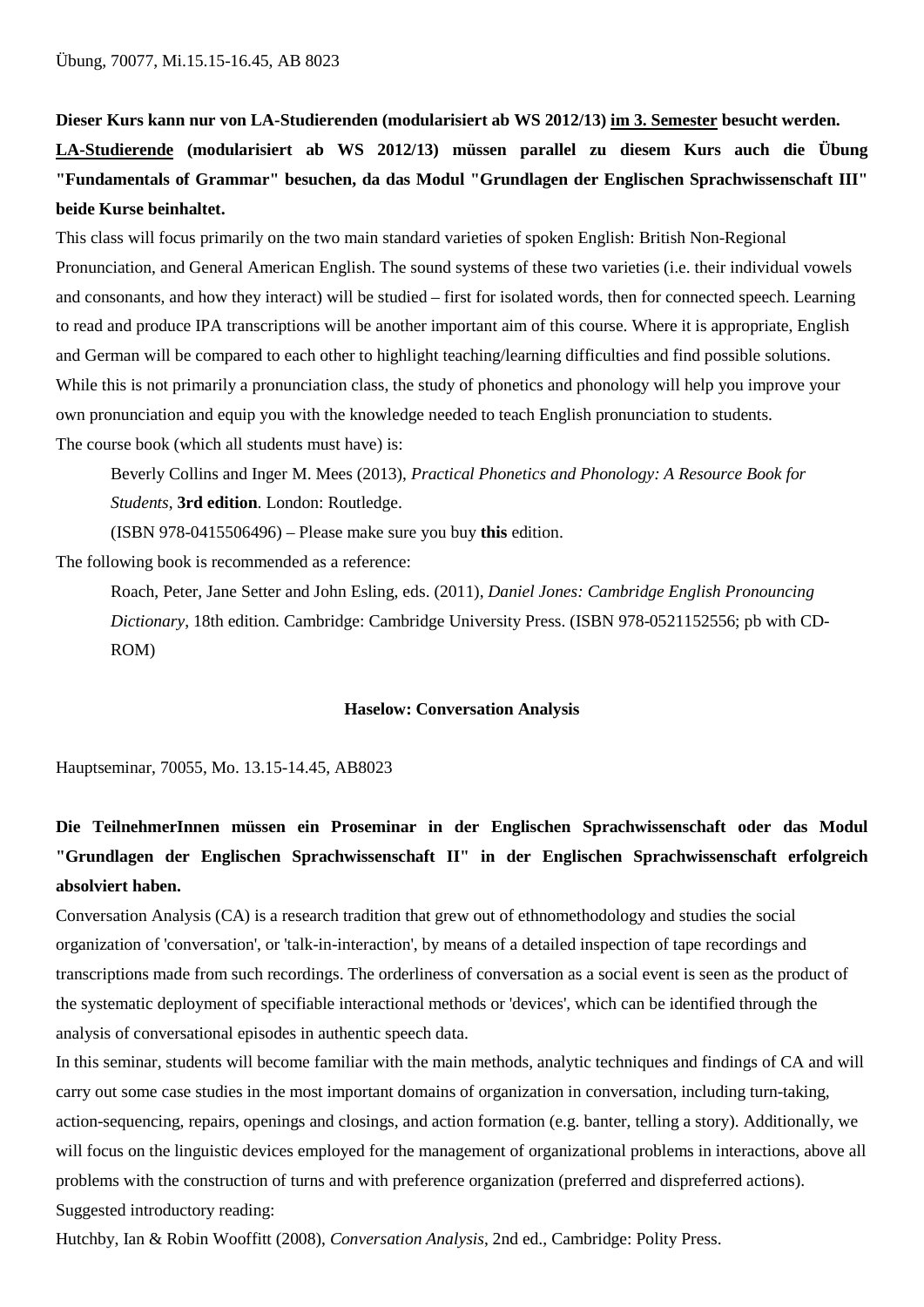Übung, 70077, Mi.15.15-16.45, AB 8023

**Dieser Kurs kann nur von LA-Studierenden (modularisiert ab WS 2012/13) im 3. Semester besucht werden. LA-Studierende (modularisiert ab WS 2012/13) müssen parallel zu diesem Kurs auch die Übung "Fundamentals of Grammar" besuchen, da das Modul "Grundlagen der Englischen Sprachwissenschaft III" beide Kurse beinhaltet.**

This class will focus primarily on the two main standard varieties of spoken English: British Non-Regional Pronunciation, and General American English. The sound systems of these two varieties (i.e. their individual vowels and consonants, and how they interact) will be studied – first for isolated words, then for connected speech. Learning to read and produce IPA transcriptions will be another important aim of this course. Where it is appropriate, English and German will be compared to each other to highlight teaching/learning difficulties and find possible solutions. While this is not primarily a pronunciation class, the study of phonetics and phonology will help you improve your own pronunciation and equip you with the knowledge needed to teach English pronunciation to students.

The course book (which all students must have) is:

> Beverly Collins and Inger M. Mees (2013), *Practical Phonetics and Phonology: A Resource Book for Students*, **3rd edition**. London: Routledge.
>
> (ISBN 978-0415506496) – Please make sure you buy **this** edition.

The following book is recommended as a reference:

> Roach, Peter, Jane Setter and John Esling, eds. (2011), *Daniel Jones: Cambridge English Pronouncing Dictionary*, 18th edition. Cambridge: Cambridge University Press. (ISBN 978-0521152556; pb with CD-ROM)

### Haselow: Conversation Analysis

Hauptseminar, 70055, Mo. 13.15-14.45, AB8023

**Die TeilnehmerInnen müssen ein Proseminar in der Englischen Sprachwissenschaft oder das Modul "Grundlagen der Englischen Sprachwissenschaft II" in der Englischen Sprachwissenschaft erfolgreich absolviert haben.**

Conversation Analysis (CA) is a research tradition that grew out of ethnomethodology and studies the social organization of 'conversation', or 'talk-in-interaction', by means of a detailed inspection of tape recordings and transcriptions made from such recordings. The orderliness of conversation as a social event is seen as the product of the systematic deployment of specifiable interactional methods or 'devices', which can be identified through the analysis of conversational episodes in authentic speech data.

In this seminar, students will become familiar with the main methods, analytic techniques and findings of CA and will carry out some case studies in the most important domains of organization in conversation, including turn-taking, action-sequencing, repairs, openings and closings, and action formation (e.g. banter, telling a story). Additionally, we will focus on the linguistic devices employed for the management of organizational problems in interactions, above all problems with the construction of turns and with preference organization (preferred and dispreferred actions).

Suggested introductory reading:

Hutchby, Ian & Robin Wooffitt (2008), *Conversation Analysis*, 2nd ed., Cambridge: Polity Press.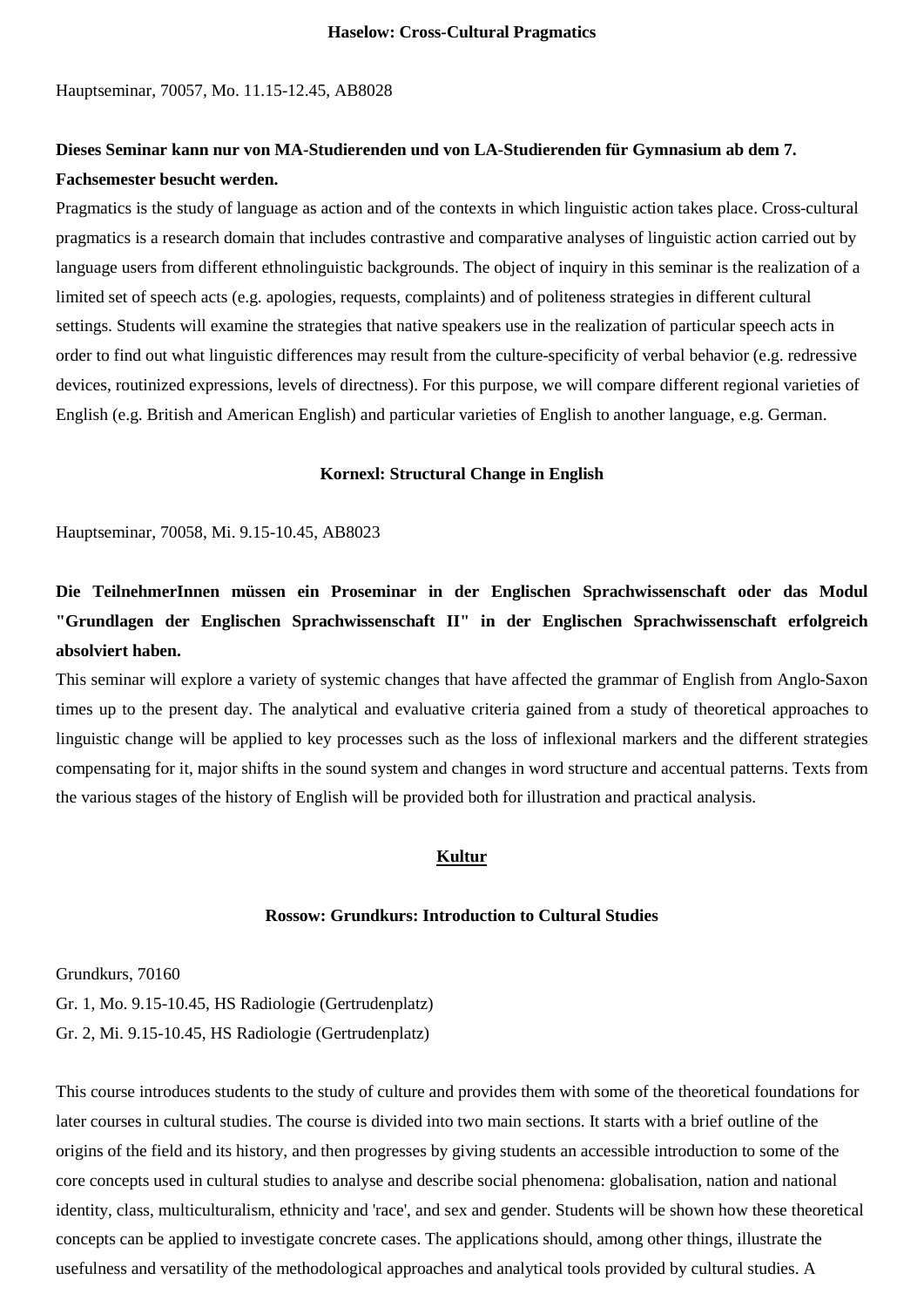### Haselow: Cross-Cultural Pragmatics

Hauptseminar, 70057, Mo. 11.15-12.45, AB8028

**Dieses Seminar kann nur von MA-Studierenden und von LA-Studierenden für Gymnasium ab dem 7. Fachsemester besucht werden.**

Pragmatics is the study of language as action and of the contexts in which linguistic action takes place. Cross-cultural pragmatics is a research domain that includes contrastive and comparative analyses of linguistic action carried out by language users from different ethnolinguistic backgrounds. The object of inquiry in this seminar is the realization of a limited set of speech acts (e.g. apologies, requests, complaints) and of politeness strategies in different cultural settings. Students will examine the strategies that native speakers use in the realization of particular speech acts in order to find out what linguistic differences may result from the culture-specificity of verbal behavior (e.g. redressive devices, routinized expressions, levels of directness). For this purpose, we will compare different regional varieties of English (e.g. British and American English) and particular varieties of English to another language, e.g. German.

### Kornexl: Structural Change in English

Hauptseminar, 70058, Mi. 9.15-10.45, AB8023

**Die TeilnehmerInnen müssen ein Proseminar in der Englischen Sprachwissenschaft oder das Modul "Grundlagen der Englischen Sprachwissenschaft II" in der Englischen Sprachwissenschaft erfolgreich absolviert haben.**

This seminar will explore a variety of systemic changes that have affected the grammar of English from Anglo-Saxon times up to the present day. The analytical and evaluative criteria gained from a study of theoretical approaches to linguistic change will be applied to key processes such as the loss of inflexional markers and the different strategies compensating for it, major shifts in the sound system and changes in word structure and accentual patterns. Texts from the various stages of the history of English will be provided both for illustration and practical analysis.

## Kultur

### Rossow: Grundkurs: Introduction to Cultural Studies

Grundkurs, 70160
Gr. 1, Mo. 9.15-10.45, HS Radiologie (Gertrudenplatz)
Gr. 2, Mi. 9.15-10.45, HS Radiologie (Gertrudenplatz)

This course introduces students to the study of culture and provides them with some of the theoretical foundations for later courses in cultural studies. The course is divided into two main sections. It starts with a brief outline of the origins of the field and its history, and then progresses by giving students an accessible introduction to some of the core concepts used in cultural studies to analyse and describe social phenomena: globalisation, nation and national identity, class, multiculturalism, ethnicity and 'race', and sex and gender. Students will be shown how these theoretical concepts can be applied to investigate concrete cases. The applications should, among other things, illustrate the usefulness and versatility of the methodological approaches and analytical tools provided by cultural studies. A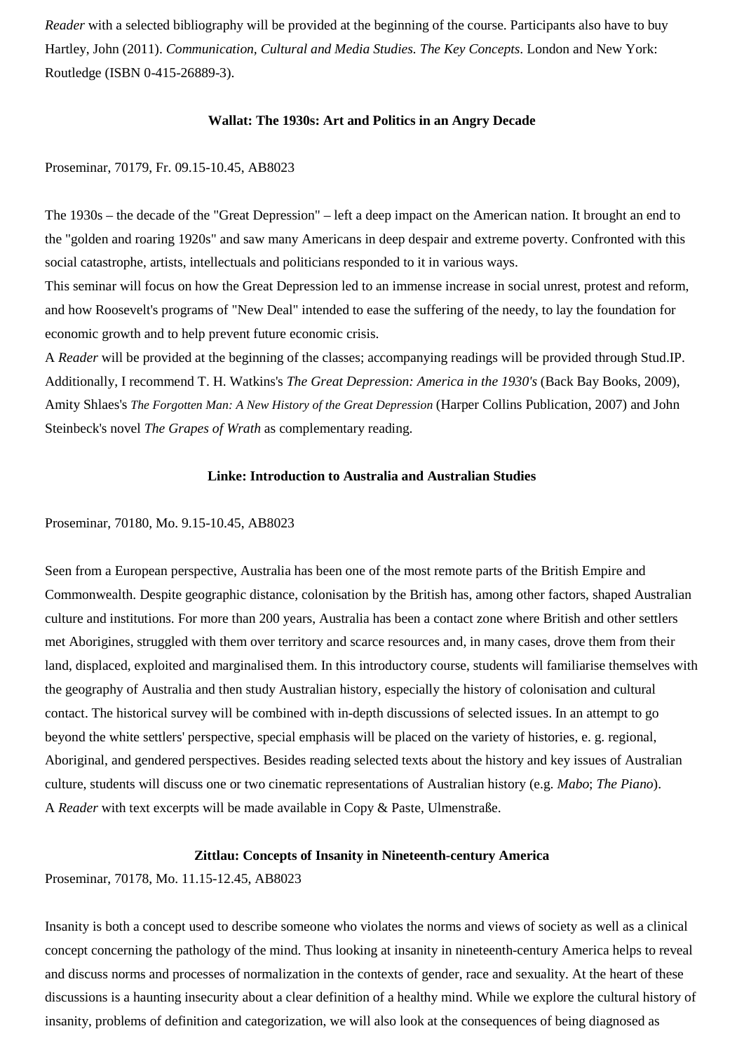*Reader* with a selected bibliography will be provided at the beginning of the course. Participants also have to buy Hartley, John (2011). *Communication, Cultural and Media Studies. The Key Concepts*. London and New York: Routledge (ISBN 0-415-26889-3).

### Wallat: The 1930s: Art and Politics in an Angry Decade

Proseminar, 70179, Fr. 09.15-10.45, AB8023

The 1930s – the decade of the "Great Depression" – left a deep impact on the American nation. It brought an end to the "golden and roaring 1920s" and saw many Americans in deep despair and extreme poverty. Confronted with this social catastrophe, artists, intellectuals and politicians responded to it in various ways.

This seminar will focus on how the Great Depression led to an immense increase in social unrest, protest and reform, and how Roosevelt's programs of "New Deal" intended to ease the suffering of the needy, to lay the foundation for economic growth and to help prevent future economic crisis.

A *Reader* will be provided at the beginning of the classes; accompanying readings will be provided through Stud.IP. Additionally, I recommend T. H. Watkins's *The Great Depression: America in the 1930's* (Back Bay Books, 2009), Amity Shlaes's *The Forgotten Man: A New History of the Great Depression* (Harper Collins Publication, 2007) and John Steinbeck's novel *The Grapes of Wrath* as complementary reading.

### Linke: Introduction to Australia and Australian Studies

Proseminar, 70180, Mo. 9.15-10.45, AB8023

Seen from a European perspective, Australia has been one of the most remote parts of the British Empire and Commonwealth. Despite geographic distance, colonisation by the British has, among other factors, shaped Australian culture and institutions. For more than 200 years, Australia has been a contact zone where British and other settlers met Aborigines, struggled with them over territory and scarce resources and, in many cases, drove them from their land, displaced, exploited and marginalised them. In this introductory course, students will familiarise themselves with the geography of Australia and then study Australian history, especially the history of colonisation and cultural contact. The historical survey will be combined with in-depth discussions of selected issues. In an attempt to go beyond the white settlers' perspective, special emphasis will be placed on the variety of histories, e. g. regional, Aboriginal, and gendered perspectives. Besides reading selected texts about the history and key issues of Australian culture, students will discuss one or two cinematic representations of Australian history (e.g. *Mabo*; *The Piano*).
A *Reader* with text excerpts will be made available in Copy & Paste, Ulmenstraße.

### Zittlau: Concepts of Insanity in Nineteenth-century America

Proseminar, 70178, Mo. 11.15-12.45, AB8023

Insanity is both a concept used to describe someone who violates the norms and views of society as well as a clinical concept concerning the pathology of the mind. Thus looking at insanity in nineteenth-century America helps to reveal and discuss norms and processes of normalization in the contexts of gender, race and sexuality. At the heart of these discussions is a haunting insecurity about a clear definition of a healthy mind. While we explore the cultural history of insanity, problems of definition and categorization, we will also look at the consequences of being diagnosed as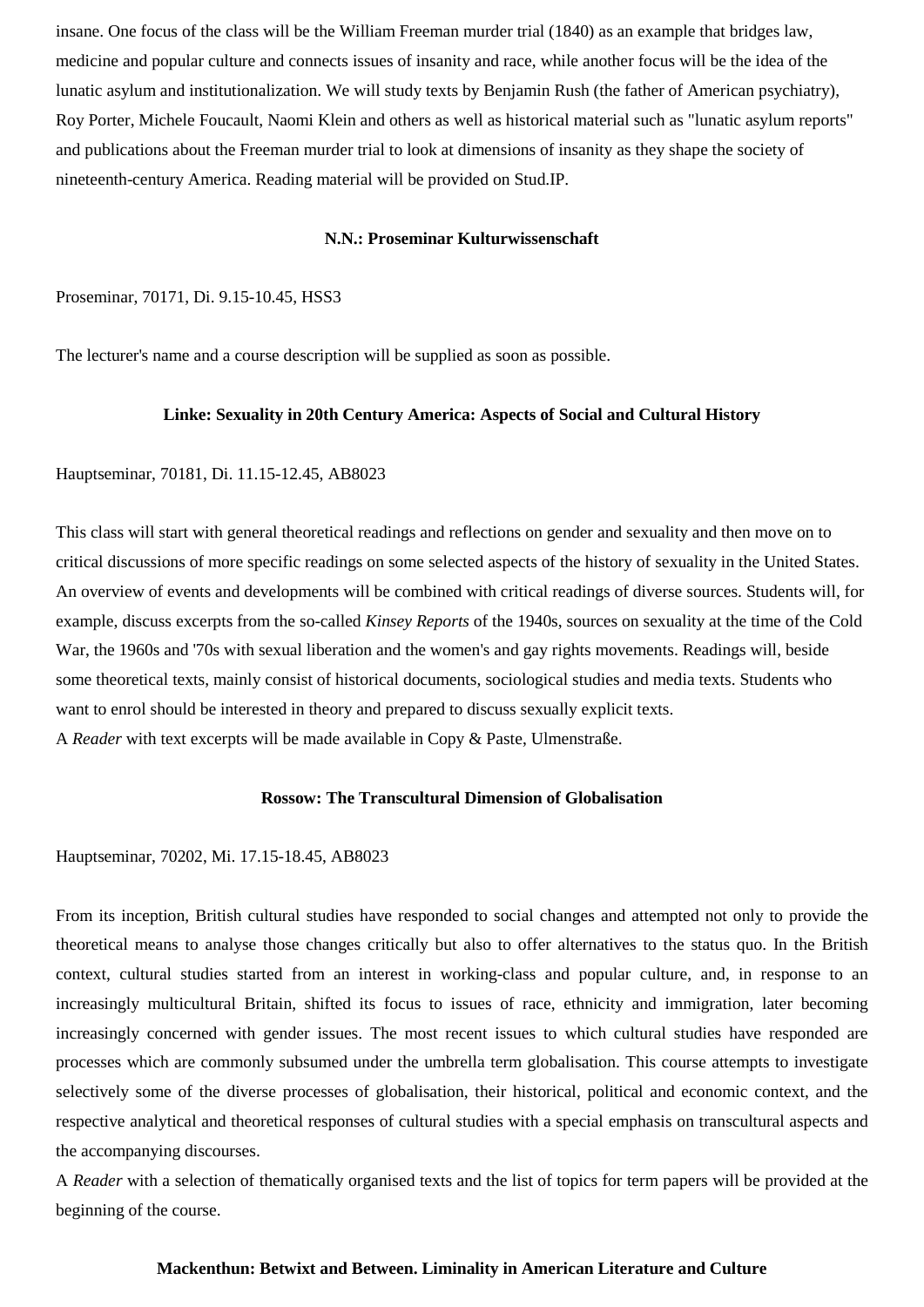insane. One focus of the class will be the William Freeman murder trial (1840) as an example that bridges law, medicine and popular culture and connects issues of insanity and race, while another focus will be the idea of the lunatic asylum and institutionalization. We will study texts by Benjamin Rush (the father of American psychiatry), Roy Porter, Michele Foucault, Naomi Klein and others as well as historical material such as "lunatic asylum reports" and publications about the Freeman murder trial to look at dimensions of insanity as they shape the society of nineteenth-century America. Reading material will be provided on Stud.IP.

### N.N.: Proseminar Kulturwissenschaft

Proseminar, 70171, Di. 9.15-10.45, HSS3

The lecturer's name and a course description will be supplied as soon as possible.

### Linke: Sexuality in 20th Century America: Aspects of Social and Cultural History

Hauptseminar, 70181, Di. 11.15-12.45, AB8023

This class will start with general theoretical readings and reflections on gender and sexuality and then move on to critical discussions of more specific readings on some selected aspects of the history of sexuality in the United States. An overview of events and developments will be combined with critical readings of diverse sources. Students will, for example, discuss excerpts from the so-called *Kinsey Reports* of the 1940s, sources on sexuality at the time of the Cold War, the 1960s and '70s with sexual liberation and the women's and gay rights movements. Readings will, beside some theoretical texts, mainly consist of historical documents, sociological studies and media texts. Students who want to enrol should be interested in theory and prepared to discuss sexually explicit texts.
A *Reader* with text excerpts will be made available in Copy & Paste, Ulmenstraße.

### Rossow: The Transcultural Dimension of Globalisation

Hauptseminar, 70202, Mi. 17.15-18.45, AB8023

From its inception, British cultural studies have responded to social changes and attempted not only to provide the theoretical means to analyse those changes critically but also to offer alternatives to the status quo. In the British context, cultural studies started from an interest in working-class and popular culture, and, in response to an increasingly multicultural Britain, shifted its focus to issues of race, ethnicity and immigration, later becoming increasingly concerned with gender issues. The most recent issues to which cultural studies have responded are processes which are commonly subsumed under the umbrella term globalisation. This course attempts to investigate selectively some of the diverse processes of globalisation, their historical, political and economic context, and the respective analytical and theoretical responses of cultural studies with a special emphasis on transcultural aspects and the accompanying discourses.
A *Reader* with a selection of thematically organised texts and the list of topics for term papers will be provided at the beginning of the course.

### Mackenthun: Betwixt and Between. Liminality in American Literature and Culture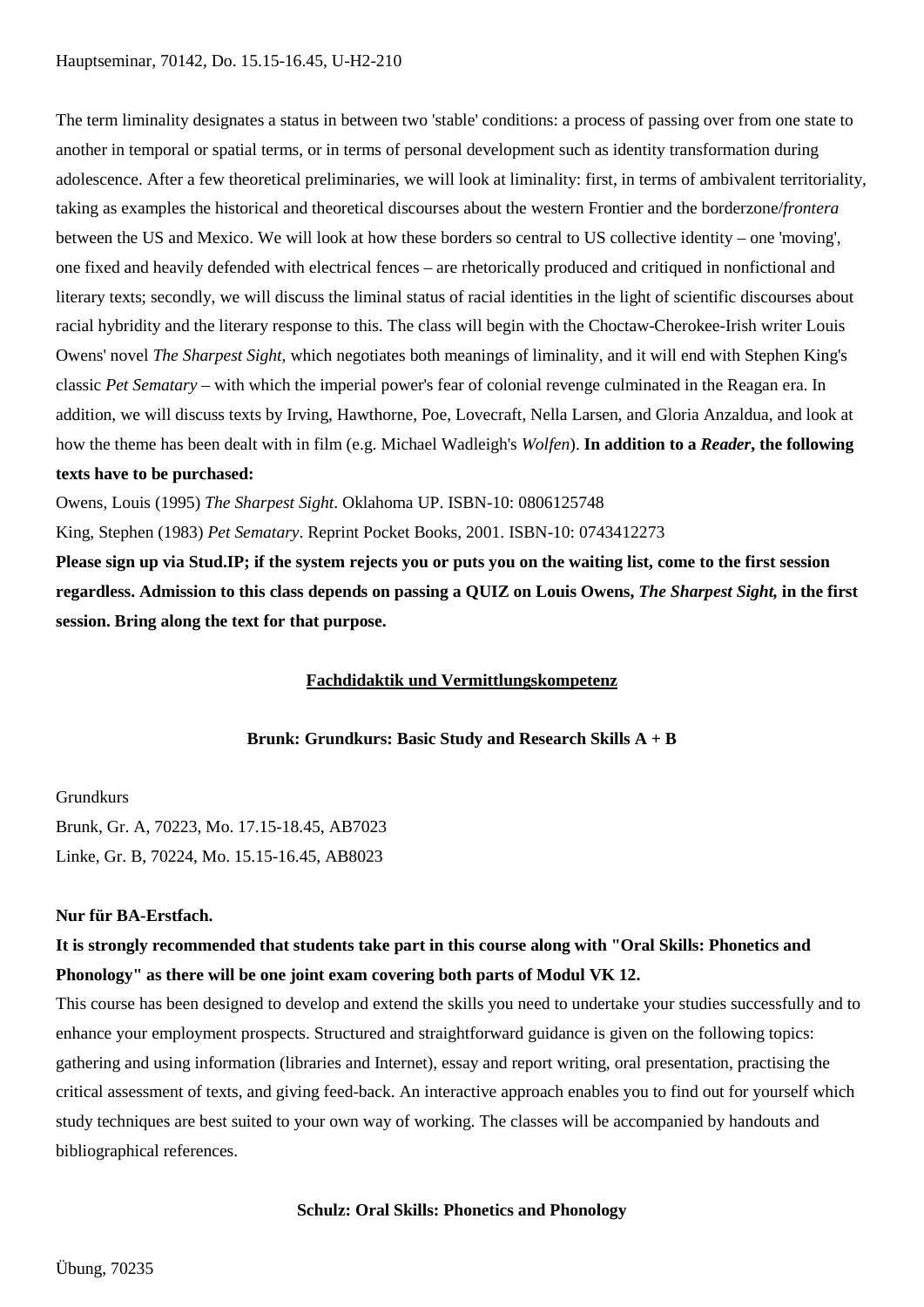Hauptseminar, 70142, Do. 15.15-16.45, U-H2-210

The term liminality designates a status in between two 'stable' conditions: a process of passing over from one state to another in temporal or spatial terms, or in terms of personal development such as identity transformation during adolescence. After a few theoretical preliminaries, we will look at liminality: first, in terms of ambivalent territoriality, taking as examples the historical and theoretical discourses about the western Frontier and the borderzone/*frontera* between the US and Mexico. We will look at how these borders so central to US collective identity – one 'moving', one fixed and heavily defended with electrical fences – are rhetorically produced and critiqued in nonfictional and literary texts; secondly, we will discuss the liminal status of racial identities in the light of scientific discourses about racial hybridity and the literary response to this. The class will begin with the Choctaw-Cherokee-Irish writer Louis Owens' novel *The Sharpest Sight*, which negotiates both meanings of liminality, and it will end with Stephen King's classic *Pet Sematary* – with which the imperial power's fear of colonial revenge culminated in the Reagan era. In addition, we will discuss texts by Irving, Hawthorne, Poe, Lovecraft, Nella Larsen, and Gloria Anzaldua, and look at how the theme has been dealt with in film (e.g. Michael Wadleigh's *Wolfen*). **In addition to a *Reader*, the following texts have to be purchased:**

Owens, Louis (1995) *The Sharpest Sight*. Oklahoma UP. ISBN-10: 0806125748

King, Stephen (1983) *Pet Sematary*. Reprint Pocket Books, 2001. ISBN-10: 0743412273

**Please sign up via Stud.IP; if the system rejects you or puts you on the waiting list, come to the first session regardless. Admission to this class depends on passing a QUIZ on Louis Owens, *The Sharpest Sight,* in the first session. Bring along the text for that purpose.**

## Fachdidaktik und Vermittlungskompetenz

### Brunk: Grundkurs: Basic Study and Research Skills A + B

Grundkurs

Brunk, Gr. A, 70223, Mo. 17.15-18.45, AB7023

Linke, Gr. B, 70224, Mo. 15.15-16.45, AB8023

**Nur für BA-Erstfach.**

**It is strongly recommended that students take part in this course along with "Oral Skills: Phonetics and Phonology" as there will be one joint exam covering both parts of Modul VK 12.**

This course has been designed to develop and extend the skills you need to undertake your studies successfully and to enhance your employment prospects. Structured and straightforward guidance is given on the following topics: gathering and using information (libraries and Internet), essay and report writing, oral presentation, practising the critical assessment of texts, and giving feed-back. An interactive approach enables you to find out for yourself which study techniques are best suited to your own way of working. The classes will be accompanied by handouts and bibliographical references.

### Schulz: Oral Skills: Phonetics and Phonology

Übung, 70235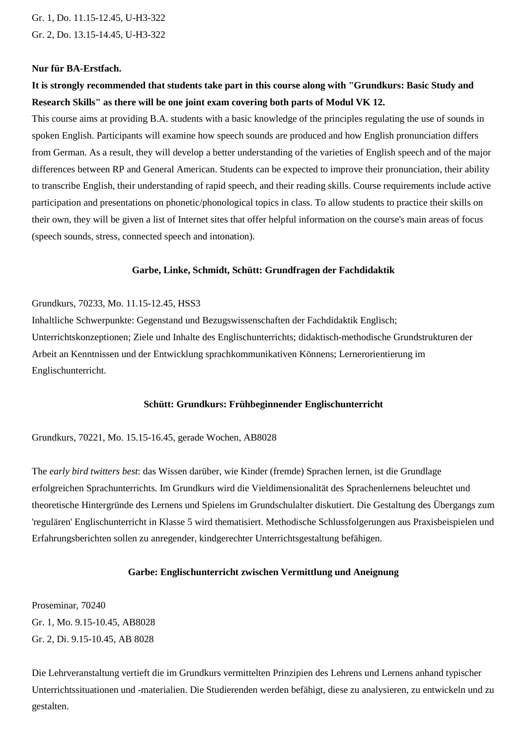Gr. 1, Do. 11.15-12.45, U-H3-322

Gr. 2, Do. 13.15-14.45, U-H3-322

**Nur für BA-Erstfach.**

**It is strongly recommended that students take part in this course along with "Grundkurs: Basic Study and Research Skills" as there will be one joint exam covering both parts of Modul VK 12.**

This course aims at providing B.A. students with a basic knowledge of the principles regulating the use of sounds in spoken English. Participants will examine how speech sounds are produced and how English pronunciation differs from German. As a result, they will develop a better understanding of the varieties of English speech and of the major differences between RP and General American. Students can be expected to improve their pronunciation, their ability to transcribe English, their understanding of rapid speech, and their reading skills. Course requirements include active participation and presentations on phonetic/phonological topics in class. To allow students to practice their skills on their own, they will be given a list of Internet sites that offer helpful information on the course's main areas of focus (speech sounds, stress, connected speech and intonation).

### Garbe, Linke, Schmidt, Schütt: Grundfragen der Fachdidaktik

Grundkurs, 70233, Mo. 11.15-12.45, HSS3

Inhaltliche Schwerpunkte: Gegenstand und Bezugswissenschaften der Fachdidaktik Englisch; Unterrichtskonzeptionen; Ziele und Inhalte des Englischunterrichts; didaktisch-methodische Grundstrukturen der Arbeit an Kenntnissen und der Entwicklung sprachkommunikativen Könnens; Lernerorientierung im Englischunterricht.

### Schütt: Grundkurs: Frühbeginnender Englischunterricht

Grundkurs, 70221, Mo. 15.15-16.45, gerade Wochen, AB8028

The *early bird twitters best*: das Wissen darüber, wie Kinder (fremde) Sprachen lernen, ist die Grundlage erfolgreichen Sprachunterrichts. Im Grundkurs wird die Vieldimensionalität des Sprachenlernens beleuchtet und theoretische Hintergründe des Lernens und Spielens im Grundschulalter diskutiert. Die Gestaltung des Übergangs zum 'regulären' Englischunterricht in Klasse 5 wird thematisiert. Methodische Schlussfolgerungen aus Praxisbeispielen und Erfahrungsberichten sollen zu anregender, kindgerechter Unterrichtsgestaltung befähigen.

### Garbe: Englischunterricht zwischen Vermittlung und Aneignung

Proseminar, 70240

Gr. 1, Mo. 9.15-10.45, AB8028

Gr. 2, Di. 9.15-10.45, AB 8028

Die Lehrveranstaltung vertieft die im Grundkurs vermittelten Prinzipien des Lehrens und Lernens anhand typischer Unterrichtssituationen und -materialien. Die Studierenden werden befähigt, diese zu analysieren, zu entwickeln und zu gestalten.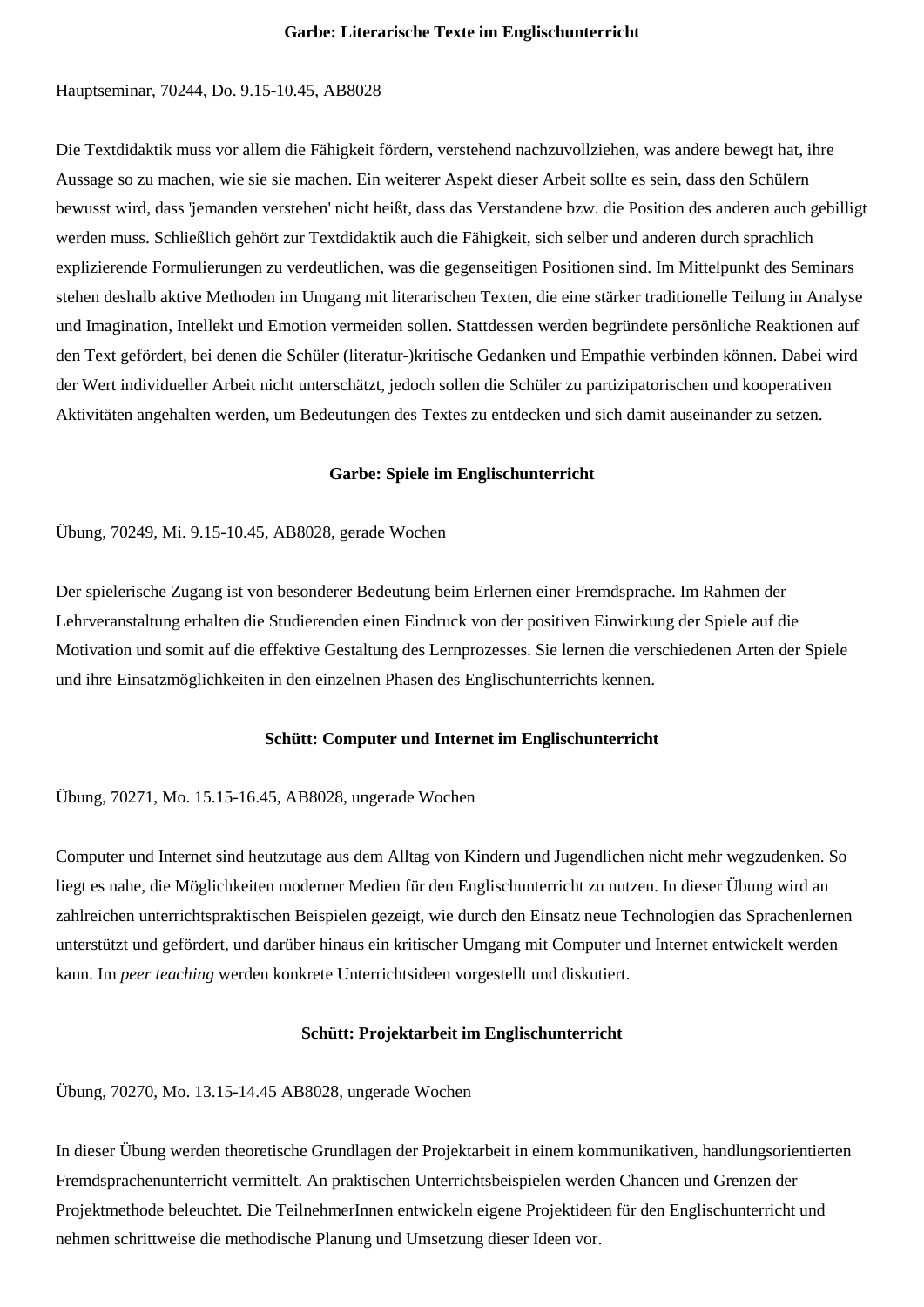### Garbe: Literarische Texte im Englischunterricht

Hauptseminar, 70244, Do. 9.15-10.45, AB8028

Die Textdidaktik muss vor allem die Fähigkeit fördern, verstehend nachzuvollziehen, was andere bewegt hat, ihre Aussage so zu machen, wie sie sie machen. Ein weiterer Aspekt dieser Arbeit sollte es sein, dass den Schülern bewusst wird, dass 'jemanden verstehen' nicht heißt, dass das Verstandene bzw. die Position des anderen auch gebilligt werden muss. Schließlich gehört zur Textdidaktik auch die Fähigkeit, sich selber und anderen durch sprachlich explizierende Formulierungen zu verdeutlichen, was die gegenseitigen Positionen sind. Im Mittelpunkt des Seminars stehen deshalb aktive Methoden im Umgang mit literarischen Texten, die eine stärker traditionelle Teilung in Analyse und Imagination, Intellekt und Emotion vermeiden sollen. Stattdessen werden begründete persönliche Reaktionen auf den Text gefördert, bei denen die Schüler (literatur-)kritische Gedanken und Empathie verbinden können. Dabei wird der Wert individueller Arbeit nicht unterschätzt, jedoch sollen die Schüler zu partizipatorischen und kooperativen Aktivitäten angehalten werden, um Bedeutungen des Textes zu entdecken und sich damit auseinander zu setzen.

### Garbe: Spiele im Englischunterricht

Übung, 70249, Mi. 9.15-10.45, AB8028, gerade Wochen

Der spielerische Zugang ist von besonderer Bedeutung beim Erlernen einer Fremdsprache. Im Rahmen der Lehrveranstaltung erhalten die Studierenden einen Eindruck von der positiven Einwirkung der Spiele auf die Motivation und somit auf die effektive Gestaltung des Lernprozesses. Sie lernen die verschiedenen Arten der Spiele und ihre Einsatzmöglichkeiten in den einzelnen Phasen des Englischunterrichts kennen.

### Schütt: Computer und Internet im Englischunterricht

Übung, 70271, Mo. 15.15-16.45, AB8028, ungerade Wochen

Computer und Internet sind heutzutage aus dem Alltag von Kindern und Jugendlichen nicht mehr wegzudenken. So liegt es nahe, die Möglichkeiten moderner Medien für den Englischunterricht zu nutzen. In dieser Übung wird an zahlreichen unterrichtspraktischen Beispielen gezeigt, wie durch den Einsatz neue Technologien das Sprachenlernen unterstützt und gefördert, und darüber hinaus ein kritischer Umgang mit Computer und Internet entwickelt werden kann. Im *peer teaching* werden konkrete Unterrichtsideen vorgestellt und diskutiert.

### Schütt: Projektarbeit im Englischunterricht

Übung, 70270, Mo. 13.15-14.45 AB8028, ungerade Wochen

In dieser Übung werden theoretische Grundlagen der Projektarbeit in einem kommunikativen, handlungsorientierten Fremdsprachenunterricht vermittelt. An praktischen Unterrichtsbeispielen werden Chancen und Grenzen der Projektmethode beleuchtet. Die TeilnehmerInnen entwickeln eigene Projektideen für den Englischunterricht und nehmen schrittweise die methodische Planung und Umsetzung dieser Ideen vor.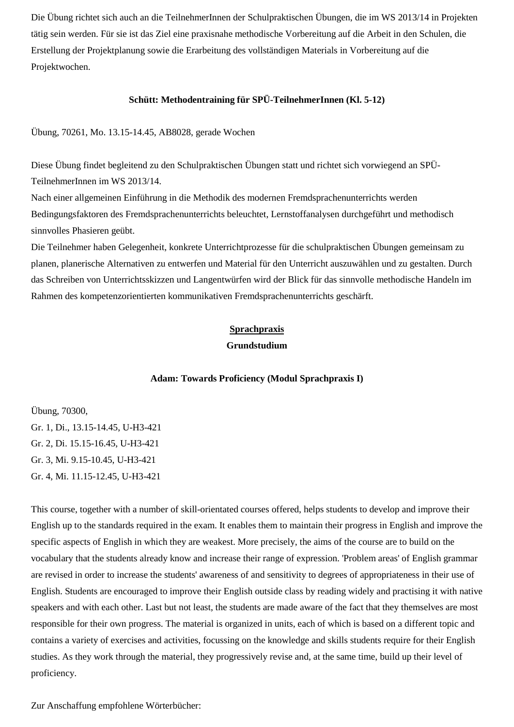Die Übung richtet sich auch an die TeilnehmerInnen der Schulpraktischen Übungen, die im WS 2013/14 in Projekten tätig sein werden. Für sie ist das Ziel eine praxisnahe methodische Vorbereitung auf die Arbeit in den Schulen, die Erstellung der Projektplanung sowie die Erarbeitung des vollständigen Materials in Vorbereitung auf die Projektwochen.

**Schütt: Methodentraining für SPÜ-TeilnehmerInnen (Kl. 5-12)**

Übung, 70261, Mo. 13.15-14.45, AB8028, gerade Wochen

Diese Übung findet begleitend zu den Schulpraktischen Übungen statt und richtet sich vorwiegend an SPÜ-TeilnehmerInnen im WS 2013/14.
Nach einer allgemeinen Einführung in die Methodik des modernen Fremdsprachenunterrichts werden Bedingungsfaktoren des Fremdsprachenunterrichts beleuchtet, Lernstoffanalysen durchgeführt und methodisch sinnvolles Phasieren geübt.
Die Teilnehmer haben Gelegenheit, konkrete Unterrichtprozesse für die schulpraktischen Übungen gemeinsam zu planen, planerische Alternativen zu entwerfen und Material für den Unterricht auszuwählen und zu gestalten. Durch das Schreiben von Unterrichtsskizzen und Langentwürfen wird der Blick für das sinnvolle methodische Handeln im Rahmen des kompetenzorientierten kommunikativen Fremdsprachenunterrichts geschärft.

## Sprachpraxis

### Grundstudium

**Adam: Towards Proficiency (Modul Sprachpraxis I)**

Übung, 70300,
Gr. 1, Di., 13.15-14.45, U-H3-421
Gr. 2, Di. 15.15-16.45, U-H3-421
Gr. 3, Mi. 9.15-10.45, U-H3-421
Gr. 4, Mi. 11.15-12.45, U-H3-421

This course, together with a number of skill-orientated courses offered, helps students to develop and improve their English up to the standards required in the exam. It enables them to maintain their progress in English and improve the specific aspects of English in which they are weakest. More precisely, the aims of the course are to build on the vocabulary that the students already know and increase their range of expression. 'Problem areas' of English grammar are revised in order to increase the students' awareness of and sensitivity to degrees of appropriateness in their use of English. Students are encouraged to improve their English outside class by reading widely and practising it with native speakers and with each other. Last but not least, the students are made aware of the fact that they themselves are most responsible for their own progress. The material is organized in units, each of which is based on a different topic and contains a variety of exercises and activities, focussing on the knowledge and skills students require for their English studies. As they work through the material, they progressively revise and, at the same time, build up their level of proficiency.

Zur Anschaffung empfohlene Wörterbücher: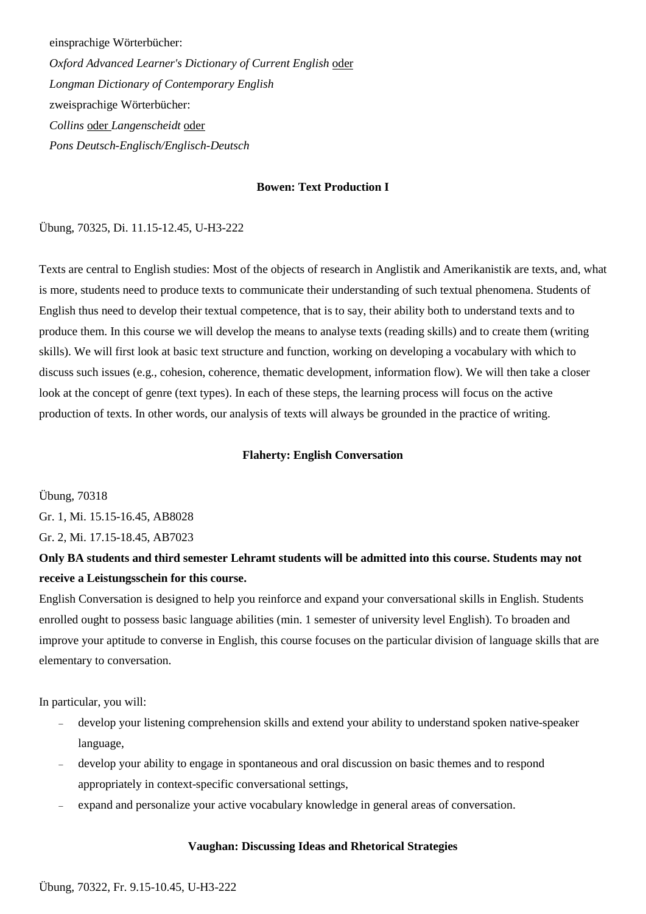einsprachige Wörterbücher:

*Oxford Advanced Learner's Dictionary of Current English* oder

*Longman Dictionary of Contemporary English*

zweisprachige Wörterbücher:

*Collins* oder *Langenscheidt* oder

*Pons Deutsch-Englisch/Englisch-Deutsch*

### Bowen: Text Production I

Übung, 70325, Di. 11.15-12.45, U-H3-222

Texts are central to English studies: Most of the objects of research in Anglistik and Amerikanistik are texts, and, what is more, students need to produce texts to communicate their understanding of such textual phenomena. Students of English thus need to develop their textual competence, that is to say, their ability both to understand texts and to produce them. In this course we will develop the means to analyse texts (reading skills) and to create them (writing skills). We will first look at basic text structure and function, working on developing a vocabulary with which to discuss such issues (e.g., cohesion, coherence, thematic development, information flow). We will then take a closer look at the concept of genre (text types). In each of these steps, the learning process will focus on the active production of texts. In other words, our analysis of texts will always be grounded in the practice of writing.

### Flaherty: English Conversation

Übung, 70318

Gr. 1, Mi. 15.15-16.45, AB8028

Gr. 2, Mi. 17.15-18.45, AB7023

**Only BA students and third semester Lehramt students will be admitted into this course. Students may not receive a Leistungsschein for this course.**

English Conversation is designed to help you reinforce and expand your conversational skills in English. Students enrolled ought to possess basic language abilities (min. 1 semester of university level English). To broaden and improve your aptitude to converse in English, this course focuses on the particular division of language skills that are elementary to conversation.

In particular, you will:

- develop your listening comprehension skills and extend your ability to understand spoken native-speaker language,
- develop your ability to engage in spontaneous and oral discussion on basic themes and to respond appropriately in context-specific conversational settings,
- expand and personalize your active vocabulary knowledge in general areas of conversation.

### Vaughan: Discussing Ideas and Rhetorical Strategies

Übung, 70322, Fr. 9.15-10.45, U-H3-222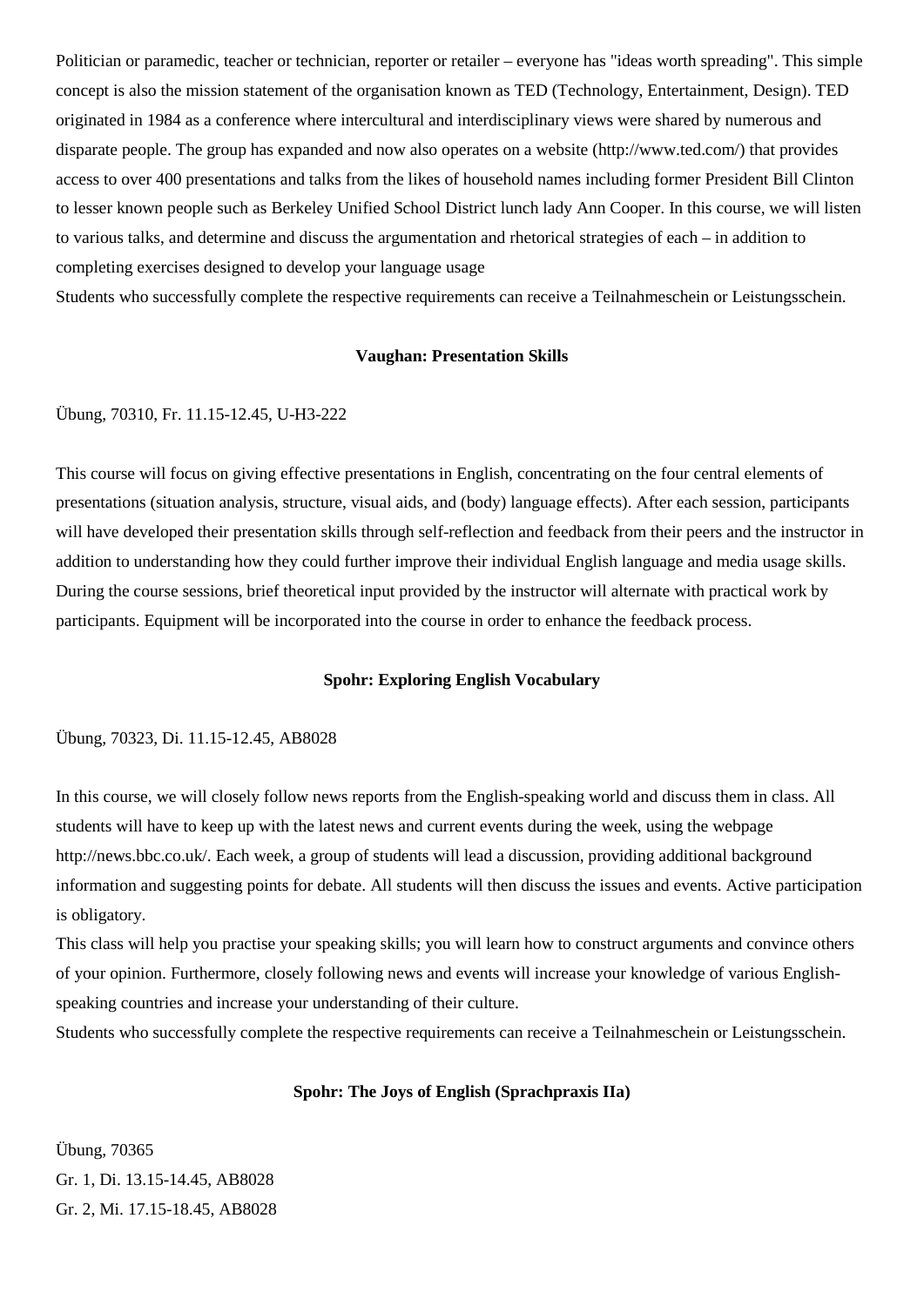Politician or paramedic, teacher or technician, reporter or retailer – everyone has "ideas worth spreading". This simple concept is also the mission statement of the organisation known as TED (Technology, Entertainment, Design). TED originated in 1984 as a conference where intercultural and interdisciplinary views were shared by numerous and disparate people. The group has expanded and now also operates on a website (http://www.ted.com/) that provides access to over 400 presentations and talks from the likes of household names including former President Bill Clinton to lesser known people such as Berkeley Unified School District lunch lady Ann Cooper. In this course, we will listen to various talks, and determine and discuss the argumentation and rhetorical strategies of each – in addition to completing exercises designed to develop your language usage

Students who successfully complete the respective requirements can receive a Teilnahmeschein or Leistungsschein.

**Vaughan: Presentation Skills**

Übung, 70310, Fr. 11.15-12.45, U-H3-222

This course will focus on giving effective presentations in English, concentrating on the four central elements of presentations (situation analysis, structure, visual aids, and (body) language effects). After each session, participants will have developed their presentation skills through self-reflection and feedback from their peers and the instructor in addition to understanding how they could further improve their individual English language and media usage skills. During the course sessions, brief theoretical input provided by the instructor will alternate with practical work by participants. Equipment will be incorporated into the course in order to enhance the feedback process.

**Spohr: Exploring English Vocabulary**

Übung, 70323, Di. 11.15-12.45, AB8028

In this course, we will closely follow news reports from the English-speaking world and discuss them in class. All students will have to keep up with the latest news and current events during the week, using the webpage http://news.bbc.co.uk/. Each week, a group of students will lead a discussion, providing additional background information and suggesting points for debate. All students will then discuss the issues and events. Active participation is obligatory.

This class will help you practise your speaking skills; you will learn how to construct arguments and convince others of your opinion. Furthermore, closely following news and events will increase your knowledge of various English-speaking countries and increase your understanding of their culture.

Students who successfully complete the respective requirements can receive a Teilnahmeschein or Leistungsschein.

**Spohr: The Joys of English (Sprachpraxis IIa)**

Übung, 70365

Gr. 1, Di. 13.15-14.45, AB8028

Gr. 2, Mi. 17.15-18.45, AB8028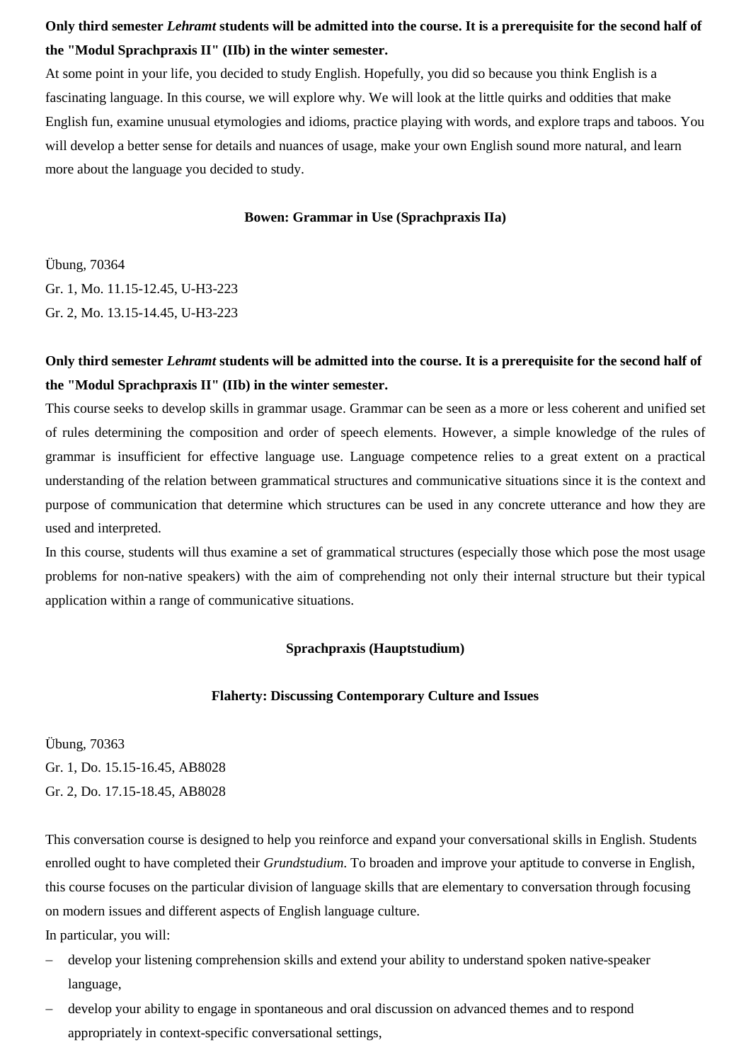**Only third semester *Lehramt* students will be admitted into the course. It is a prerequisite for the second half of the "Modul Sprachpraxis II" (IIb) in the winter semester.**

At some point in your life, you decided to study English. Hopefully, you did so because you think English is a fascinating language. In this course, we will explore why. We will look at the little quirks and oddities that make English fun, examine unusual etymologies and idioms, practice playing with words, and explore traps and taboos. You will develop a better sense for details and nuances of usage, make your own English sound more natural, and learn more about the language you decided to study.

### Bowen: Grammar in Use (Sprachpraxis IIa)

Übung, 70364
Gr. 1, Mo. 11.15-12.45, U-H3-223
Gr. 2, Mo. 13.15-14.45, U-H3-223

**Only third semester *Lehramt* students will be admitted into the course. It is a prerequisite for the second half of the "Modul Sprachpraxis II" (IIb) in the winter semester.**

This course seeks to develop skills in grammar usage. Grammar can be seen as a more or less coherent and unified set of rules determining the composition and order of speech elements. However, a simple knowledge of the rules of grammar is insufficient for effective language use. Language competence relies to a great extent on a practical understanding of the relation between grammatical structures and communicative situations since it is the context and purpose of communication that determine which structures can be used in any concrete utterance and how they are used and interpreted.

In this course, students will thus examine a set of grammatical structures (especially those which pose the most usage problems for non-native speakers) with the aim of comprehending not only their internal structure but their typical application within a range of communicative situations.

## Sprachpraxis (Hauptstudium)

### Flaherty: Discussing Contemporary Culture and Issues

Übung, 70363
Gr. 1, Do. 15.15-16.45, AB8028
Gr. 2, Do. 17.15-18.45, AB8028

This conversation course is designed to help you reinforce and expand your conversational skills in English. Students enrolled ought to have completed their *Grundstudium*. To broaden and improve your aptitude to converse in English, this course focuses on the particular division of language skills that are elementary to conversation through focusing on modern issues and different aspects of English language culture.

In particular, you will:

- develop your listening comprehension skills and extend your ability to understand spoken native-speaker language,
- develop your ability to engage in spontaneous and oral discussion on advanced themes and to respond appropriately in context-specific conversational settings,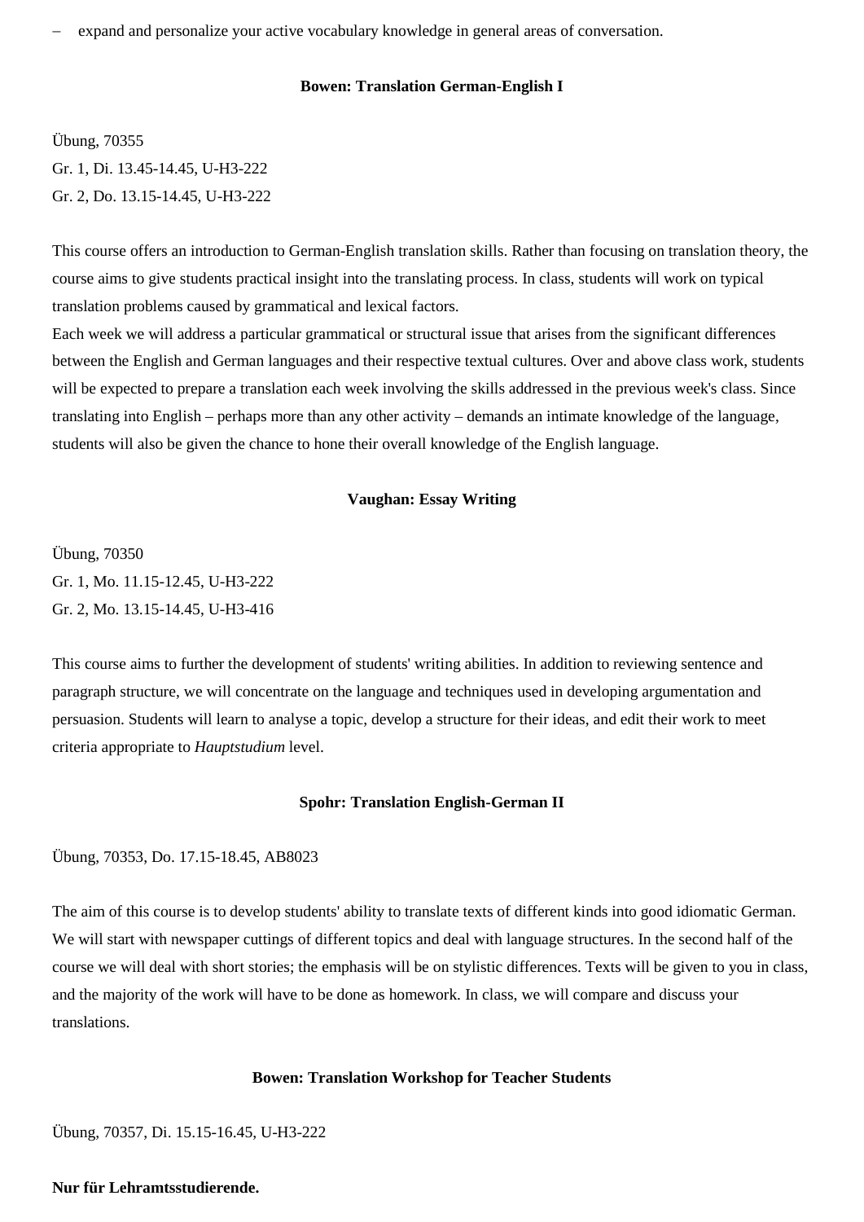– expand and personalize your active vocabulary knowledge in general areas of conversation.

### Bowen: Translation German-English I

Übung, 70355
Gr. 1, Di. 13.45-14.45, U-H3-222
Gr. 2, Do. 13.15-14.45, U-H3-222

This course offers an introduction to German-English translation skills. Rather than focusing on translation theory, the course aims to give students practical insight into the translating process. In class, students will work on typical translation problems caused by grammatical and lexical factors.
Each week we will address a particular grammatical or structural issue that arises from the significant differences between the English and German languages and their respective textual cultures. Over and above class work, students will be expected to prepare a translation each week involving the skills addressed in the previous week's class. Since translating into English – perhaps more than any other activity – demands an intimate knowledge of the language, students will also be given the chance to hone their overall knowledge of the English language.

### Vaughan: Essay Writing

Übung, 70350
Gr. 1, Mo. 11.15-12.45, U-H3-222
Gr. 2, Mo. 13.15-14.45, U-H3-416

This course aims to further the development of students' writing abilities. In addition to reviewing sentence and paragraph structure, we will concentrate on the language and techniques used in developing argumentation and persuasion. Students will learn to analyse a topic, develop a structure for their ideas, and edit their work to meet criteria appropriate to *Hauptstudium* level.

### Spohr: Translation English-German II

Übung, 70353, Do. 17.15-18.45, AB8023

The aim of this course is to develop students' ability to translate texts of different kinds into good idiomatic German. We will start with newspaper cuttings of different topics and deal with language structures. In the second half of the course we will deal with short stories; the emphasis will be on stylistic differences. Texts will be given to you in class, and the majority of the work will have to be done as homework. In class, we will compare and discuss your translations.

### Bowen: Translation Workshop for Teacher Students

Übung, 70357, Di. 15.15-16.45, U-H3-222

**Nur für Lehramtsstudierende.**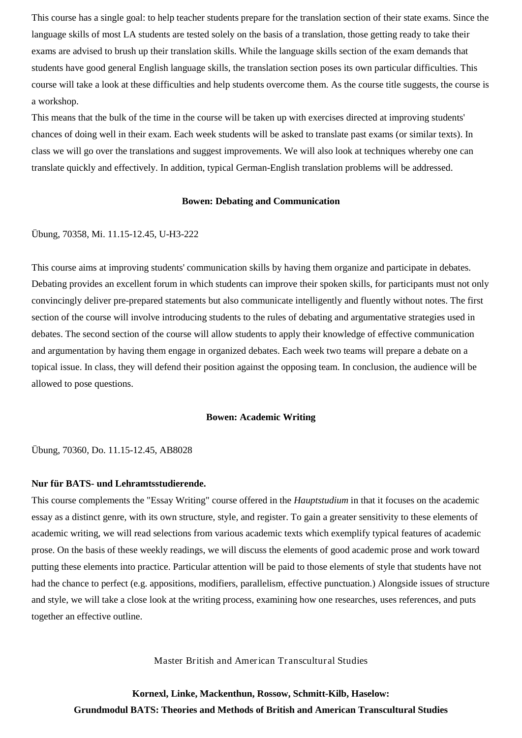This course has a single goal: to help teacher students prepare for the translation section of their state exams. Since the language skills of most LA students are tested solely on the basis of a translation, those getting ready to take their exams are advised to brush up their translation skills. While the language skills section of the exam demands that students have good general English language skills, the translation section poses its own particular difficulties. This course will take a look at these difficulties and help students overcome them. As the course title suggests, the course is a workshop.

This means that the bulk of the time in the course will be taken up with exercises directed at improving students' chances of doing well in their exam. Each week students will be asked to translate past exams (or similar texts). In class we will go over the translations and suggest improvements. We will also look at techniques whereby one can translate quickly and effectively. In addition, typical German-English translation problems will be addressed.

### Bowen: Debating and Communication

Übung, 70358, Mi. 11.15-12.45, U-H3-222

This course aims at improving students' communication skills by having them organize and participate in debates. Debating provides an excellent forum in which students can improve their spoken skills, for participants must not only convincingly deliver pre-prepared statements but also communicate intelligently and fluently without notes. The first section of the course will involve introducing students to the rules of debating and argumentative strategies used in debates. The second section of the course will allow students to apply their knowledge of effective communication and argumentation by having them engage in organized debates. Each week two teams will prepare a debate on a topical issue. In class, they will defend their position against the opposing team. In conclusion, the audience will be allowed to pose questions.

### Bowen: Academic Writing

Übung, 70360, Do. 11.15-12.45, AB8028

**Nur für BATS- und Lehramtsstudierende.**

This course complements the "Essay Writing" course offered in the *Hauptstudium* in that it focuses on the academic essay as a distinct genre, with its own structure, style, and register. To gain a greater sensitivity to these elements of academic writing, we will read selections from various academic texts which exemplify typical features of academic prose. On the basis of these weekly readings, we will discuss the elements of good academic prose and work toward putting these elements into practice. Particular attention will be paid to those elements of style that students have not had the chance to perfect (e.g. appositions, modifiers, parallelism, effective punctuation.) Alongside issues of structure and style, we will take a close look at the writing process, examining how one researches, uses references, and puts together an effective outline.

## Master British and American Transcultural Studies

### Kornexl, Linke, Mackenthun, Rossow, Schmitt-Kilb, Haselow: Grundmodul BATS: Theories and Methods of British and American Transcultural Studies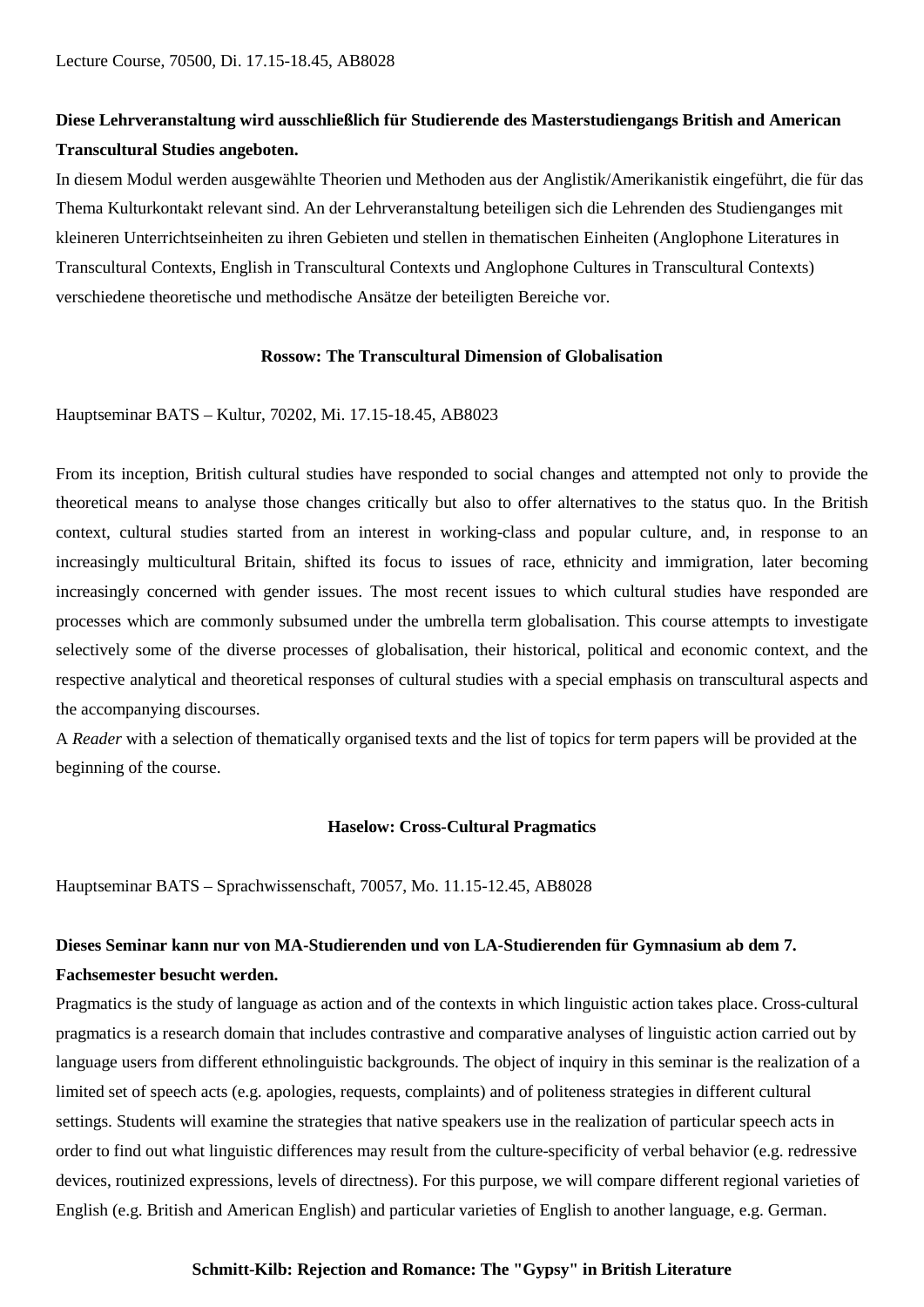Lecture Course, 70500, Di. 17.15-18.45, AB8028

**Diese Lehrveranstaltung wird ausschließlich für Studierende des Masterstudiengangs British and American Transcultural Studies angeboten.**

In diesem Modul werden ausgewählte Theorien und Methoden aus der Anglistik/Amerikanistik eingeführt, die für das Thema Kulturkontakt relevant sind. An der Lehrveranstaltung beteiligen sich die Lehrenden des Studienganges mit kleineren Unterrichtseinheiten zu ihren Gebieten und stellen in thematischen Einheiten (Anglophone Literatures in Transcultural Contexts, English in Transcultural Contexts und Anglophone Cultures in Transcultural Contexts) verschiedene theoretische und methodische Ansätze der beteiligten Bereiche vor.

### Rossow: The Transcultural Dimension of Globalisation

Hauptseminar BATS – Kultur, 70202, Mi. 17.15-18.45, AB8023

From its inception, British cultural studies have responded to social changes and attempted not only to provide the theoretical means to analyse those changes critically but also to offer alternatives to the status quo. In the British context, cultural studies started from an interest in working-class and popular culture, and, in response to an increasingly multicultural Britain, shifted its focus to issues of race, ethnicity and immigration, later becoming increasingly concerned with gender issues. The most recent issues to which cultural studies have responded are processes which are commonly subsumed under the umbrella term globalisation. This course attempts to investigate selectively some of the diverse processes of globalisation, their historical, political and economic context, and the respective analytical and theoretical responses of cultural studies with a special emphasis on transcultural aspects and the accompanying discourses.

A *Reader* with a selection of thematically organised texts and the list of topics for term papers will be provided at the beginning of the course.

### Haselow: Cross-Cultural Pragmatics

Hauptseminar BATS – Sprachwissenschaft, 70057, Mo. 11.15-12.45, AB8028

**Dieses Seminar kann nur von MA-Studierenden und von LA-Studierenden für Gymnasium ab dem 7. Fachsemester besucht werden.**

Pragmatics is the study of language as action and of the contexts in which linguistic action takes place. Cross-cultural pragmatics is a research domain that includes contrastive and comparative analyses of linguistic action carried out by language users from different ethnolinguistic backgrounds. The object of inquiry in this seminar is the realization of a limited set of speech acts (e.g. apologies, requests, complaints) and of politeness strategies in different cultural settings. Students will examine the strategies that native speakers use in the realization of particular speech acts in order to find out what linguistic differences may result from the culture-specificity of verbal behavior (e.g. redressive devices, routinized expressions, levels of directness). For this purpose, we will compare different regional varieties of English (e.g. British and American English) and particular varieties of English to another language, e.g. German.

### Schmitt-Kilb: Rejection and Romance: The "Gypsy" in British Literature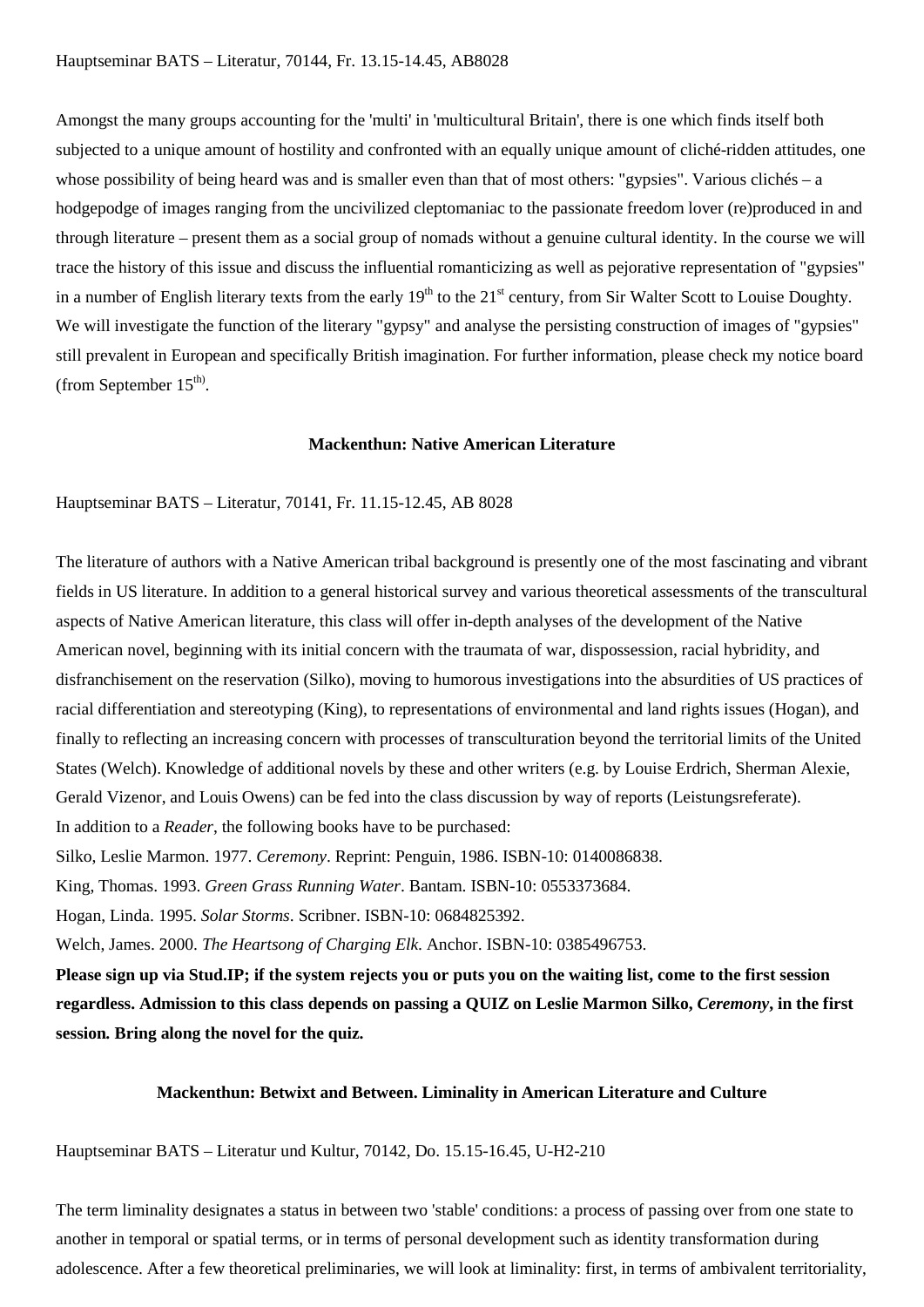Hauptseminar BATS – Literatur, 70144, Fr. 13.15-14.45, AB8028

Amongst the many groups accounting for the 'multi' in 'multicultural Britain', there is one which finds itself both subjected to a unique amount of hostility and confronted with an equally unique amount of cliché-ridden attitudes, one whose possibility of being heard was and is smaller even than that of most others: "gypsies". Various clichés – a hodgepodge of images ranging from the uncivilized cleptomaniac to the passionate freedom lover (re)produced in and through literature – present them as a social group of nomads without a genuine cultural identity. In the course we will trace the history of this issue and discuss the influential romanticizing as well as pejorative representation of "gypsies" in a number of English literary texts from the early 19th to the 21st century, from Sir Walter Scott to Louise Doughty. We will investigate the function of the literary "gypsy" and analyse the persisting construction of images of "gypsies" still prevalent in European and specifically British imagination. For further information, please check my notice board (from September 15th).

**Mackenthun: Native American Literature**

Hauptseminar BATS – Literatur, 70141, Fr. 11.15-12.45, AB 8028

The literature of authors with a Native American tribal background is presently one of the most fascinating and vibrant fields in US literature. In addition to a general historical survey and various theoretical assessments of the transcultural aspects of Native American literature, this class will offer in-depth analyses of the development of the Native American novel, beginning with its initial concern with the traumata of war, dispossession, racial hybridity, and disfranchisement on the reservation (Silko), moving to humorous investigations into the absurdities of US practices of racial differentiation and stereotyping (King), to representations of environmental and land rights issues (Hogan), and finally to reflecting an increasing concern with processes of transculturation beyond the territorial limits of the United States (Welch). Knowledge of additional novels by these and other writers (e.g. by Louise Erdrich, Sherman Alexie, Gerald Vizenor, and Louis Owens) can be fed into the class discussion by way of reports (Leistungsreferate).
In addition to a *Reader*, the following books have to be purchased:

Silko, Leslie Marmon. 1977. *Ceremony*. Reprint: Penguin, 1986. ISBN-10: 0140086838.

King, Thomas. 1993. *Green Grass Running Water*. Bantam. ISBN-10: 0553373684.

Hogan, Linda. 1995. *Solar Storms*. Scribner. ISBN-10: 0684825392.

Welch, James. 2000. *The Heartsong of Charging Elk*. Anchor. ISBN-10: 0385496753.

**Please sign up via Stud.IP; if the system rejects you or puts you on the waiting list, come to the first session regardless. Admission to this class depends on passing a QUIZ on Leslie Marmon Silko, *Ceremony*, in the first session. Bring along the novel for the quiz.**

**Mackenthun: Betwixt and Between. Liminality in American Literature and Culture**

Hauptseminar BATS – Literatur und Kultur, 70142, Do. 15.15-16.45, U-H2-210

The term liminality designates a status in between two 'stable' conditions: a process of passing over from one state to another in temporal or spatial terms, or in terms of personal development such as identity transformation during adolescence. After a few theoretical preliminaries, we will look at liminality: first, in terms of ambivalent territoriality,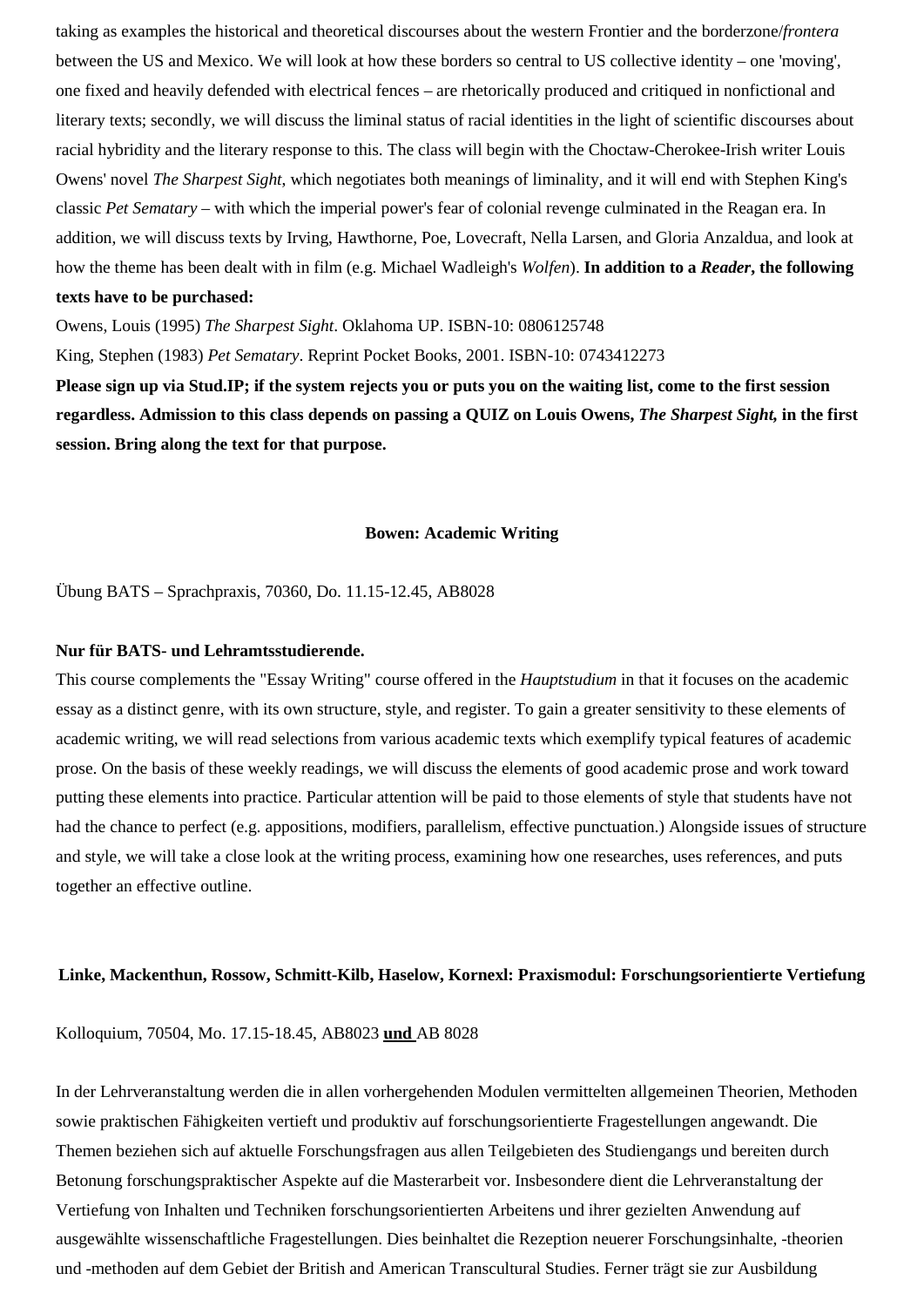taking as examples the historical and theoretical discourses about the western Frontier and the borderzone/*frontera* between the US and Mexico. We will look at how these borders so central to US collective identity – one 'moving', one fixed and heavily defended with electrical fences – are rhetorically produced and critiqued in nonfictional and literary texts; secondly, we will discuss the liminal status of racial identities in the light of scientific discourses about racial hybridity and the literary response to this. The class will begin with the Choctaw-Cherokee-Irish writer Louis Owens' novel *The Sharpest Sight*, which negotiates both meanings of liminality, and it will end with Stephen King's classic *Pet Sematary* – with which the imperial power's fear of colonial revenge culminated in the Reagan era. In addition, we will discuss texts by Irving, Hawthorne, Poe, Lovecraft, Nella Larsen, and Gloria Anzaldua, and look at how the theme has been dealt with in film (e.g. Michael Wadleigh's *Wolfen*). **In addition to a *Reader*, the following texts have to be purchased:**

Owens, Louis (1995) *The Sharpest Sight*. Oklahoma UP. ISBN-10: 0806125748

King, Stephen (1983) *Pet Sematary*. Reprint Pocket Books, 2001. ISBN-10: 0743412273

**Please sign up via Stud.IP; if the system rejects you or puts you on the waiting list, come to the first session regardless. Admission to this class depends on passing a QUIZ on Louis Owens, *The Sharpest Sight,* in the first session. Bring along the text for that purpose.**

### Bowen: Academic Writing

Übung BATS – Sprachpraxis, 70360, Do. 11.15-12.45, AB8028

**Nur für BATS- und Lehramtsstudierende.**

This course complements the "Essay Writing" course offered in the *Hauptstudium* in that it focuses on the academic essay as a distinct genre, with its own structure, style, and register. To gain a greater sensitivity to these elements of academic writing, we will read selections from various academic texts which exemplify typical features of academic prose. On the basis of these weekly readings, we will discuss the elements of good academic prose and work toward putting these elements into practice. Particular attention will be paid to those elements of style that students have not had the chance to perfect (e.g. appositions, modifiers, parallelism, effective punctuation.) Alongside issues of structure and style, we will take a close look at the writing process, examining how one researches, uses references, and puts together an effective outline.

### Linke, Mackenthun, Rossow, Schmitt-Kilb, Haselow, Kornexl: Praxismodul: Forschungsorientierte Vertiefung

Kolloquium, 70504, Mo. 17.15-18.45, AB8023 **und** AB 8028

In der Lehrveranstaltung werden die in allen vorhergehenden Modulen vermittelten allgemeinen Theorien, Methoden sowie praktischen Fähigkeiten vertieft und produktiv auf forschungsorientierte Fragestellungen angewandt. Die Themen beziehen sich auf aktuelle Forschungsfragen aus allen Teilgebieten des Studiengangs und bereiten durch Betonung forschungspraktischer Aspekte auf die Masterarbeit vor. Insbesondere dient die Lehrveranstaltung der Vertiefung von Inhalten und Techniken forschungsorientierten Arbeitens und ihrer gezielten Anwendung auf ausgewählte wissenschaftliche Fragestellungen. Dies beinhaltet die Rezeption neuerer Forschungsinhalte, -theorien und -methoden auf dem Gebiet der British and American Transcultural Studies. Ferner trägt sie zur Ausbildung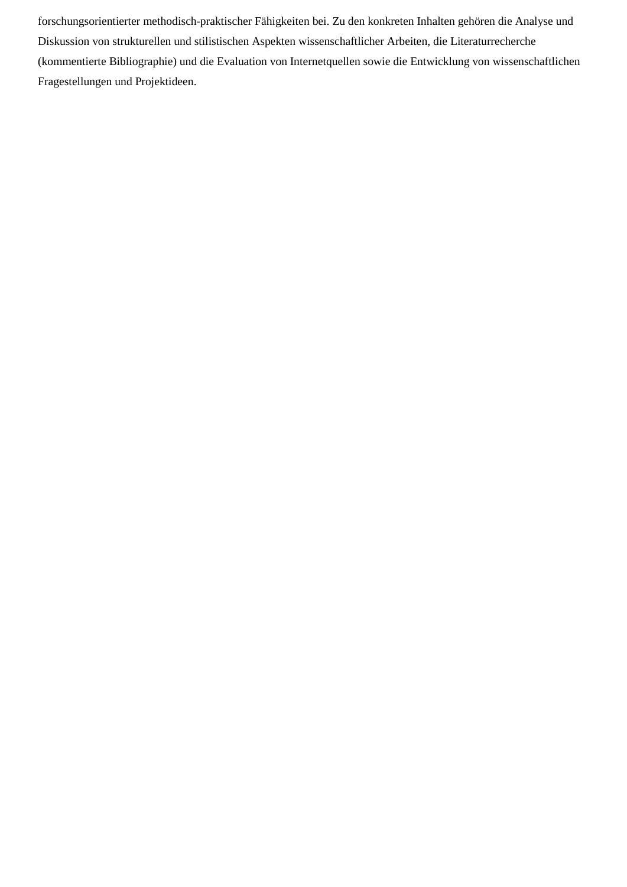forschungsorientierter methodisch-praktischer Fähigkeiten bei. Zu den konkreten Inhalten gehören die Analyse und Diskussion von strukturellen und stilistischen Aspekten wissenschaftlicher Arbeiten, die Literaturrecherche (kommentierte Bibliographie) und die Evaluation von Internetquellen sowie die Entwicklung von wissenschaftlichen Fragestellungen und Projektideen.